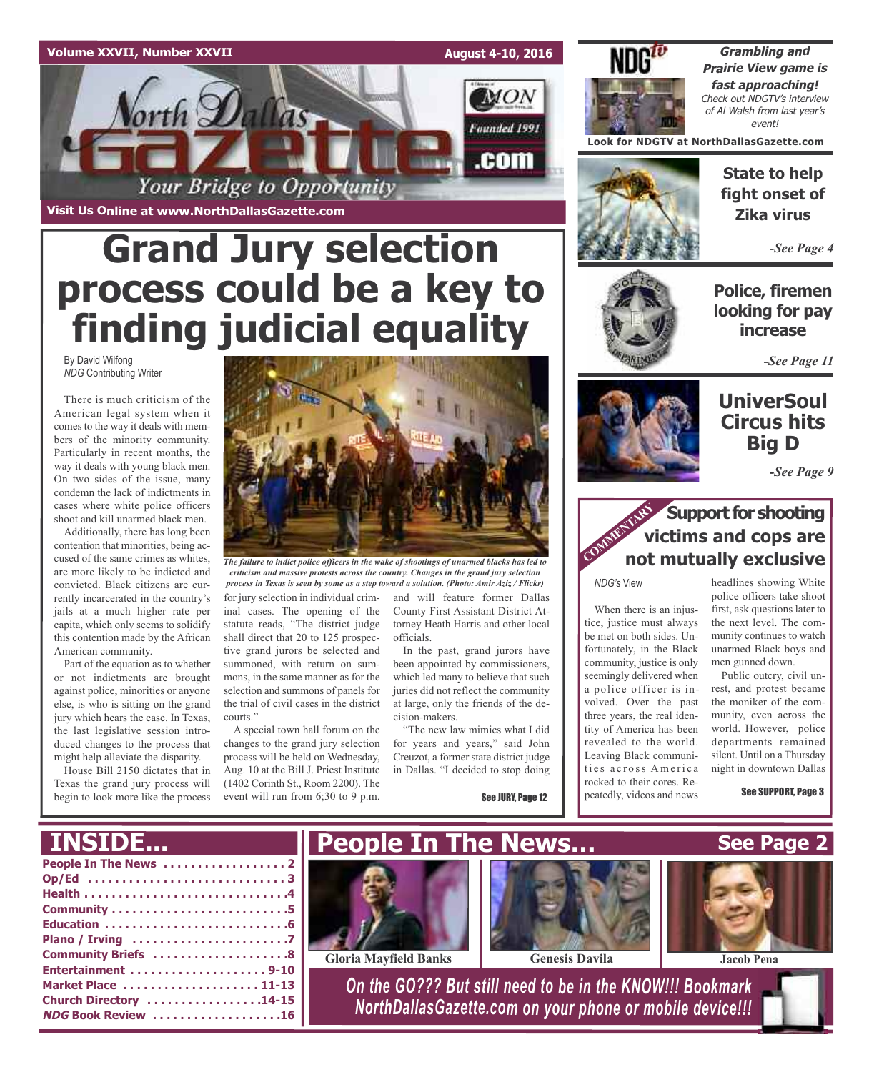Volume XXVII, Number XXVII — August 4-10, 2016

# North Dallas Gazette

*Your Bridge to Opportunity*

Founded 1991 — .com

Visit Us Online at www.NorthDallasGazette.com

# Grand Jury selection process could be a key to finding judicial equality

By David Wilfong
*NDG* Contributing Writer

There is much criticism of the American legal system when it comes to the way it deals with members of the minority community. Particularly in recent months, the way it deals with young black men. On two sides of the issue, many condemn the lack of indictments in cases where white police officers shoot and kill unarmed black men.

Additionally, there has long been contention that minorities, being accused of the same crimes as whites, are more likely to be indicted and convicted. Black citizens are currently incarcerated in the country's jails at a much higher rate per capita, which only seems to solidify this contention made by the African American community.

Part of the equation as to whether or not indictments are brought against police, minorities or anyone else, is who is sitting on the grand jury which hears the case. In Texas, the last legislative session introduced changes to the process that might help alleviate the disparity.

House Bill 2150 dictates that in Texas the grand jury process will begin to look more like the process for jury selection in individual criminal cases. The opening of the statute reads, "The district judge shall direct that 20 to 125 prospective grand jurors be selected and summoned, with return on summons, in the same manner as for the selection and summons of panels for the trial of civil cases in the district courts."

*The failure to indict police officers in the wake of shootings of unarmed blacks has led to criticism and massive protests across the country. Changes in the grand jury selection process in Texas is seen by some as a step toward a solution. (Photo: Amir Aziz / Flickr)*

A special town hall forum on the changes to the grand jury selection process will be held on Wednesday, Aug. 10 at the Bill J. Priest Institute (1402 Corinth St., Room 2200). The event will run from 6;30 to 9 p.m. and will feature former Dallas County First Assistant District Attorney Heath Harris and other local officials.

In the past, grand jurors have been appointed by commissioners, which led many to believe that such juries did not reflect the community at large, only the friends of the decision-makers.

"The new law mimics what I did for years and years," said John Creuzot, a former state district judge in Dallas. "I decided to stop doing

See JURY, Page 12

---

**NDG tv**

***Grambling and Prairie View game is fast approaching!***

*Check out NDGTV's interview of Al Walsh from last year's event!*

**Look for NDGTV at NorthDallasGazette.com**

---

## State to help fight onset of Zika virus

*-See Page 4*

## Police, firemen looking for pay increase

*-See Page 11*

## UniverSoul Circus hits Big D

*-See Page 9*

---

COMMENTARY

## Support for shooting victims and cops are not mutually exclusive

*NDG's* View

When there is an injustice, justice must always be met on both sides. Unfortunately, in the Black community, justice is only seemingly delivered when a police officer is involved. Over the past three years, the real identity of America has been revealed to the world. Leaving Black communities across America rocked to their cores. Repeatedly, videos and news headlines showing White police officers take shoot first, ask questions later to the next level. The community continues to watch unarmed Black boys and men gunned down.

Public outcry, civil unrest, and protest became the moniker of the community, even across the world. However, police departments remained silent. Until on a Thursday night in downtown Dallas

See SUPPORT, Page 3

---

## INSIDE...

- People In The News . . . . . . . . . . . . . . . . . 2
- Op/Ed . . . . . . . . . . . . . . . . . . . . . . . . . . . 3
- Health . . . . . . . . . . . . . . . . . . . . . . . . . . . 4
- Community . . . . . . . . . . . . . . . . . . . . . . . 5
- Education . . . . . . . . . . . . . . . . . . . . . . . . 6
- Plano / Irving . . . . . . . . . . . . . . . . . . . . . 7
- Community Briefs . . . . . . . . . . . . . . . . . 8
- Entertainment . . . . . . . . . . . . . . . . . . 9-10
- Market Place . . . . . . . . . . . . . . . . . . . 11-13
- Church Directory . . . . . . . . . . . . . . . 14-15
- *NDG* Book Review . . . . . . . . . . . . . . . . 16

## People In The News... See Page 2

Gloria Mayfield Banks — Genesis Davila — Jacob Pena

*On the GO??? But still need to be in the KNOW!!! Bookmark NorthDallasGazette.com on your phone or mobile device!!!*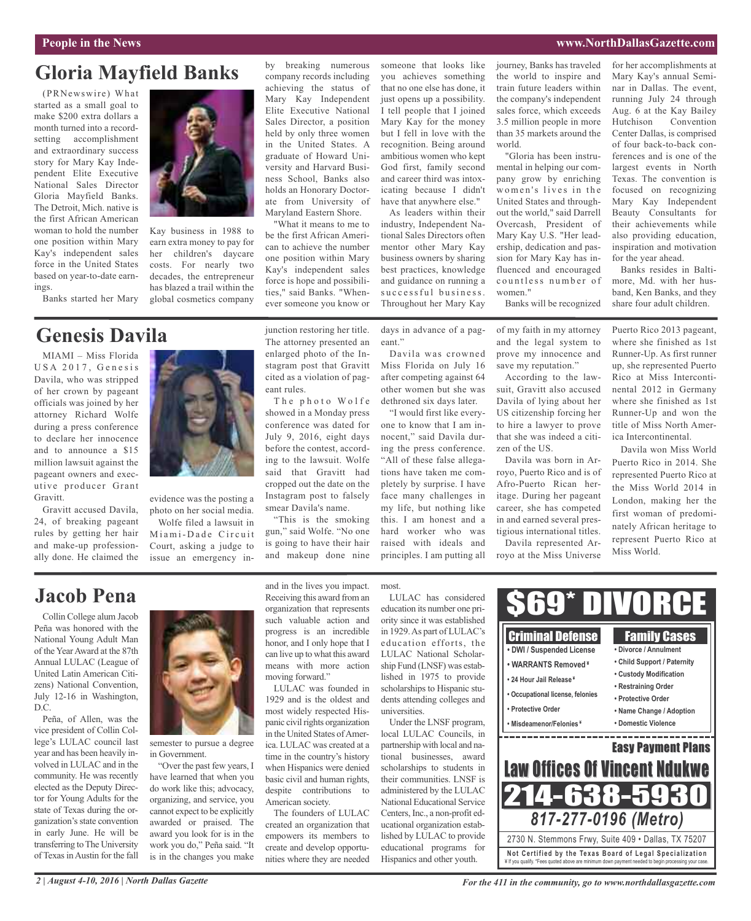## Gloria Mayfield Banks

(PRNewswire) What started as a small goal to make $200 extra dollars a month turned into a record-setting accomplishment and extraordinary success story for Mary Kay Independent Elite Executive National Sales Director Gloria Mayfield Banks. The Detroit, Mich. native is the first African American woman to hold the number one position within Mary Kay's independent sales force in the United States based on year-to-date earnings.

Banks started her Mary Kay business in 1988 to earn extra money to pay for her children's daycare costs. For nearly two decades, the entrepreneur has blazed a trail within the global cosmetics company by breaking numerous company records including achieving the status of Mary Kay Independent Elite Executive National Sales Director, a position held by only three women in the United States. A graduate of Howard University and Harvard Business School, Banks also holds an Honorary Doctorate from University of Maryland Eastern Shore.

"What it means to me to be the first African American to achieve the number one position within Mary Kay's independent sales force is hope and possibilities," said Banks. "Whenever someone you know or someone that looks like you achieves something that no one else has done, it just opens up a possibility. I tell people that I joined Mary Kay for the money but I fell in love with the recognition. Being around ambitious women who kept God first, family second and career third was intoxicating because I didn't have that anywhere else."

As leaders within their industry, Independent National Sales Directors often mentor other Mary Kay business owners by sharing best practices, knowledge and guidance on running a successful business. Throughout her Mary Kay journey, Banks has traveled the world to inspire and train future leaders within the company's independent sales force, which exceeds 3.5 million people in more than 35 markets around the world.

"Gloria has been instrumental in helping our company grow by enriching women's lives in the United States and throughout the world," said Darrell Overcash, President of Mary Kay U.S. "Her leadership, dedication and passion for Mary Kay has influenced and encouraged countless number of women."

Banks will be recognized for her accomplishments at Mary Kay's annual Seminar in Dallas. The event, running July 24 through Aug. 6 at the Kay Bailey Hutchison Convention Center Dallas, is comprised of four back-to-back conferences and is one of the largest events in North Texas. The convention is focused on recognizing Mary Kay Independent Beauty Consultants for their achievements while also providing education, inspiration and motivation for the year ahead.

Banks resides in Baltimore, Md. with her husband, Ken Banks, and they share four adult children.

## Genesis Davila

MIAMI – Miss Florida USA 2017, Genesis Davila, who was stripped of her crown by pageant officials was joined by her attorney Richard Wolfe during a press conference to declare her innocence and to announce a $15 million lawsuit against the pageant owners and executive producer Grant Gravitt.

Gravitt accused Davila, 24, of breaking pageant rules by getting her hair and make-up professionally done. He claimed the evidence was the posting a photo on her social media.

Wolfe filed a lawsuit in Miami-Dade Circuit Court, asking a judge to issue an emergency injunction restoring her title. The attorney presented an enlarged photo of the Instagram post that Gravitt cited as a violation of pageant rules.

The photo Wolfe showed in a Monday press conference was dated for July 9, 2016, eight days before the contest, according to the lawsuit. Wolfe said that Gravitt had cropped out the date on the Instagram post to falsely smear Davila's name.

"This is the smoking gun," said Wolfe. "No one is going to have their hair and makeup done nine days in advance of a pageant."

Davila was crowned Miss Florida on July 16 after competing against 64 other women but she was dethroned six days later.

"I would first like everyone to know that I am innocent," said Davila during the press conference. "All of these false allegations have taken me completely by surprise. I have face many challenges in my life, but nothing like this. I am honest and a hard worker who was raised with ideals and principles. I am putting all of my faith in my attorney and the legal system to prove my innocence and save my reputation."

According to the lawsuit, Gravitt also accused Davila of lying about her US citizenship forcing her to hire a lawyer to prove that she was indeed a citizen of the US.

Davila was born in Arroyo, Puerto Rico and is of Afro-Puerto Rican heritage. During her pageant career, she has competed in and earned several prestigious international titles.

Davila represented Arroyo at the Miss Universe Puerto Rico 2013 pageant, where she finished as 1st Runner-Up. As first runner up, she represented Puerto Rico at Miss Intercontinental 2012 in Germany where she finished as 1st Runner-Up and won the title of Miss North America Intercontinental.

Davila won Miss World Puerto Rico in 2014. She represented Puerto Rico at the Miss World 2014 in London, making her the first woman of predominately African heritage to represent Puerto Rico at Miss World.

## Jacob Pena

Collin College alum Jacob Peña was honored with the National Young Adult Man of the Year Award at the 87th Annual LULAC (League of United Latin American Citizens) National Convention, July 12-16 in Washington, D.C.

Peña, of Allen, was the vice president of Collin College's LULAC council last year and has been heavily involved in LULAC and in the community. He was recently elected as the Deputy Director for Young Adults for the state of Texas during the organization's state convention in early June. He will be transferring to The University of Texas in Austin for the fall semester to pursue a degree in Government.

"Over the past few years, I have learned that when you do work like this; advocacy, organizing, and service, you cannot expect to be explicitly awarded or praised. The award you look for is in the work you do," Peña said. "It is in the changes you make and in the lives you impact. Receiving this award from an organization that represents such valuable action and progress is an incredible honor, and I only hope that I can live up to what this award means with more action moving forward."

LULAC was founded in 1929 and is the oldest and most widely respected Hispanic civil rights organization in the United States of America. LULAC was created at a time in the country's history when Hispanics were denied basic civil and human rights, despite contributions to American society.

The founders of LULAC created an organization that empowers its members to create and develop opportunities where they are needed most.

LULAC has considered education its number one priority since it was established in 1929. As part of LULAC's education efforts, the LULAC National Scholarship Fund (LNSF) was established in 1975 to provide scholarships to Hispanic students attending colleges and universities.

Under the LNSF program, local LULAC Councils, in partnership with local and national businesses, award scholarships to students in their communities. LNSF is administered by the LULAC National Educational Service Centers, Inc., a non-profit educational organization established by LULAC to provide educational programs for Hispanics and other youth.

**$69* DIVORCE**

**Criminal Defense**
- DWI / Suspended License
- WARRANTS Removed ¥
- 24 Hour Jail Release ¥
- Occupational license, felonies
- Protective Order
- Misdeamenor/Felonies ¥

**Family Cases**
- Divorce / Annulment
- Child Support / Paternity
- Custody Modification
- Restraining Order
- Protective Order
- Name Change / Adoption
- Domestic Violence

**Easy Payment Plans**

**Law Offices Of Vincent Ndukwe**

**214-638-5930**

*817-277-0196 (Metro)*

2730 N. Stemmons Frwy, Suite 409 • Dallas, TX 75207

Not Certified by the Texas Board of Legal Specialization

¥ If you qualify. *Fees quoted above are minimum down payment needed to begin processing your case.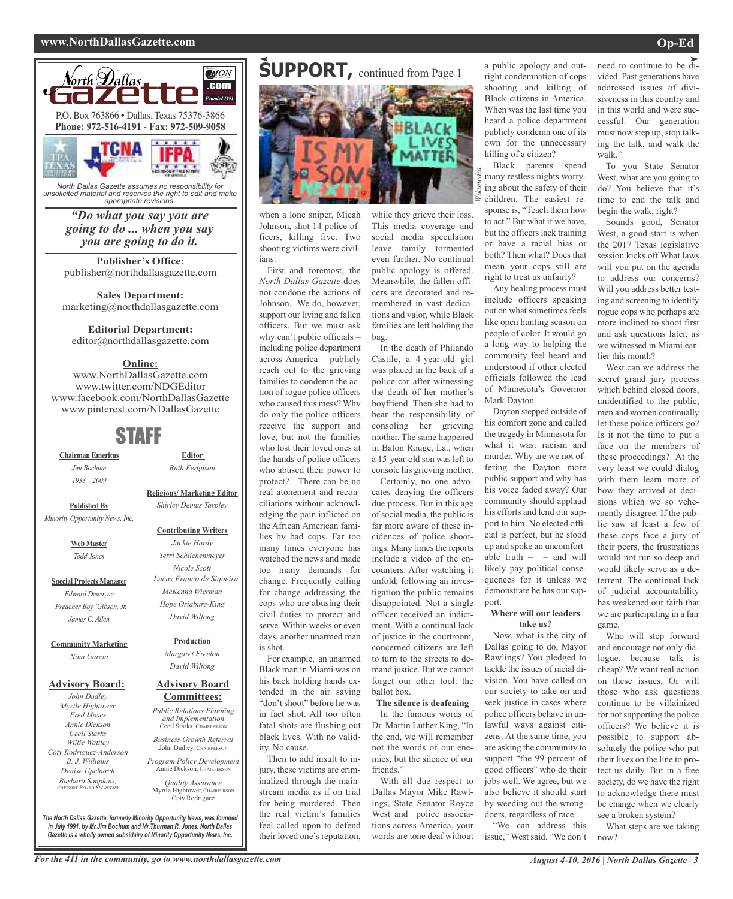North Dallas Gazette

P.O. Box 763866 • Dallas, Texas 75376-3866
**Phone: 972-516-4191 - Fax: 972-509-9058**

*North Dallas Gazette assumes no responsibility for unsolicited material and reserves the right to edit and make appropriate revisions.*

***"Do what you say you are going to do ... when you say you are going to do it.***

**Publisher's Office:**
publisher@northdallasgazette.com

**Sales Department:**
marketing@northdallasgazette.com

**Editorial Department:**
editor@northdallasgazette.com

**Online:**
www.NorthDallasGazette.com
www.twitter.com/NDGEditor
www.facebook.com/NorthDallasGazette
www.pinterest.com/NDallasGazette

## STAFF

**Chairman Emeritus**
*Jim Bochum*
*1933 – 2009*

**Published By**
*Minority Opportunity News, Inc.*

**Web Master**
*Todd Jones*

**Special Projects Manager**
*Edward Dewayne "Preacher Boy" Gibson, Jr.*
*James C. Allen*

**Community Marketing**
*Nina Garcia*

**Advisory Board:**
*John Dudley*
*Myrtle Hightower*
*Fred Moses*
*Annie Dickson*
*Cecil Starks*
*Willie Wattley*
*Coty Rodriguez-Anderson*
*B. J. Williams*
*Denise Upchurch*
*Barbara Simpkins,* Advisory Board Secretary

**Editor**
*Ruth Ferguson*

**Religious/ Marketing Editor**
*Shirley Demus Tarpley*

**Contributing Writers**
*Jackie Hardy*
*Terri Schlichenmeyer*
*Nicole Scott*
*Lucas Franco de Siqueira*
*McKenna Wierman*
*Hope Oriabure-King*
*David Wilfong*

**Production**
*Margaret Freelon*
*David Wilfong*

**Advisory Board Committees:**

*Public Relations Planning and Implementation*
Cecil Starks, Chairperson

*Business Growth Referral*
John Dudley, Chairperson

*Program Policy Development*
Annie Dickson, Chairperson

*Quality Assurance*
Myrtle Hightower, Chairperson
Coty Rodriguez

*The North Dallas Gazette, formerly Minority Opportunity News, was founded in July 1991, by Mr.Jim Bochum and Mr.Thurman R. Jones. North Dallas Gazette is a wholly owned subsidairy of Minority Opportunity News, Inc.*

# SUPPORT, continued from Page 1

*Wikimedia*

when a lone sniper, Micah Johnson, shot 14 police officers, killing five. Two shooting victims were civilians.

First and foremost, the *North Dallas Gazette* does not condone the actions of Johnson. We do, however, support our living and fallen officers. But we must ask why can't public officials – including police department across America – publicly reach out to the grieving families to condemn the action of rogue police officers who caused this mess? Why do only the police officers receive the support and love, but not the families who lost their loved ones at the hands of police officers who abused their power to protect? There can be no real atonement and reconciliations without acknowledging the pain inflicted on the African American families by bad cops. Far too many times everyone has watched the news and made too many demands for change. Frequently calling for change addressing the cops who are abusing their civil duties to protect and serve. Within weeks or even days, another unarmed man is shot.

For example, an unarmed Black man in Miami was on his back holding hands extended in the air saying "don't shoot" before he was in fact shot. All too often fatal shots are flushing out black lives. With no validity. No cause.

Then to add insult to injury, these victims are criminalized through the mainstream media as if on trial for being murdered. Then the real victim's families feel called upon to defend their loved one's reputation, while they grieve their loss. This media coverage and social media speculation leave family tormented even further. No continual public apology is offered. Meanwhile, the fallen officers are decorated and remembered in vast dedications and valor, while Black families are left holding the bag.

In the death of Philando Castile, a 4-year-old girl was placed in the back of a police car after witnessing the death of her mother's boyfriend. Then she had to bear the responsibility of consoling her grieving mother. The same happened in Baton Rouge, La., when a 15-year-old son was left to console his grieving mother.

Certainly, no one advocates denying the officers due process. But in this age of social media, the public is far more aware of these incidences of police shootings. Many times the reports include a video of the encounters. After watching it unfold, following an investigation the public remains disappointed. Not a single officer received an indictment. With a continual lack of justice in the courtroom, concerned citizens are left to turn to the streets to demand justice. But we cannot forget our other tool: the ballot box.

**The silence is deafening**

In the famous words of Dr. Martin Luther King, "In the end, we will remember not the words of our enemies, but the silence of our friends."

With all due respect to Dallas Mayor Mike Rawlings, State Senator Royce West and police associations across America, your words are tone deaf without a public apology and outright condemnation of cops shooting and killing of Black citizens in America. When was the last time you heard a police department publicly condemn one of its own for the unnecessary killing of a citizen?

Black parents spend many restless nights worrying about the safety of their children. The easiest response is, "Teach them how to act." But what if we have, but the officers lack training or have a racial bias or both? Then what? Does that mean your cops still are right to treat us unfairly?

Any healing process must include officers speaking out on what sometimes feels like open hunting season on people of color. It would go a long way to helping the community feel heard and understood if other elected officials followed the lead of Minnesota's Governor Mark Dayton.

Dayton stepped outside of his comfort zone and called the tragedy in Minnesota for what it was: racism and murder. Why are we not offering the Dayton more public support and why has his voice faded away? Our community should applaud his efforts and lend our support to him. No elected official is perfect, but he stood up and spoke an uncomfortable truth – – and will likely pay political consequences for it unless we demonstrate he has our support.

**Where will our leaders take us?**

Now, what is the city of Dallas going to do, Mayor Rawlings? You pledged to tackle the issues of racial division. You have called on our society to take on and seek justice in cases where police officers behave in unlawful ways against citizens. At the same time, you are asking the community to support "the 99 percent of good officers" who do their jobs well. We agree, but we also believe it should start by weeding out the wrongdoers, regardless of race.

"We can address this issue," West said. "We don't need to continue to be divided. Past generations have addressed issues of divisiveness in this country and in this world and were successful. Our generation must now step up, stop talking the talk, and walk the walk."

To you State Senator West, what are you going to do? You believe that it's time to end the talk and begin the walk, right?

Sounds good, Senator West, a good start is when the 2017 Texas legislative session kicks off What laws will you put on the agenda to address our concerns? Will you address better testing and screening to identify rogue cops who perhaps are more inclined to shoot first and ask questions later, as we witnessed in Miami earlier this month?

West can we address the secret grand jury process which behind closed doors, unidentified to the public, men and women continually let these police officers go? Is it not the time to put a face on the members of these proceedings? At the very least we could dialog with them learn more of how they arrived at decisions which we so vehemently disagree. If the public saw at least a few of these cops face a jury of their peers, the frustrations would not run so deep and would likely serve as a deterrent. The continual lack of judicial accountability has weakened our faith that we are participating in a fair game.

Who will step forward and encourage not only dialogue, because talk is cheap? We want real action on these issues. Or will those who ask questions continue to be villainized for not supporting the police officers? We believe it is possible to support absolutely the police who put their lives on the line to protect us daily. But in a free society, do we have the right to acknowledge there must be change when we clearly see a broken system?

What steps are we taking now?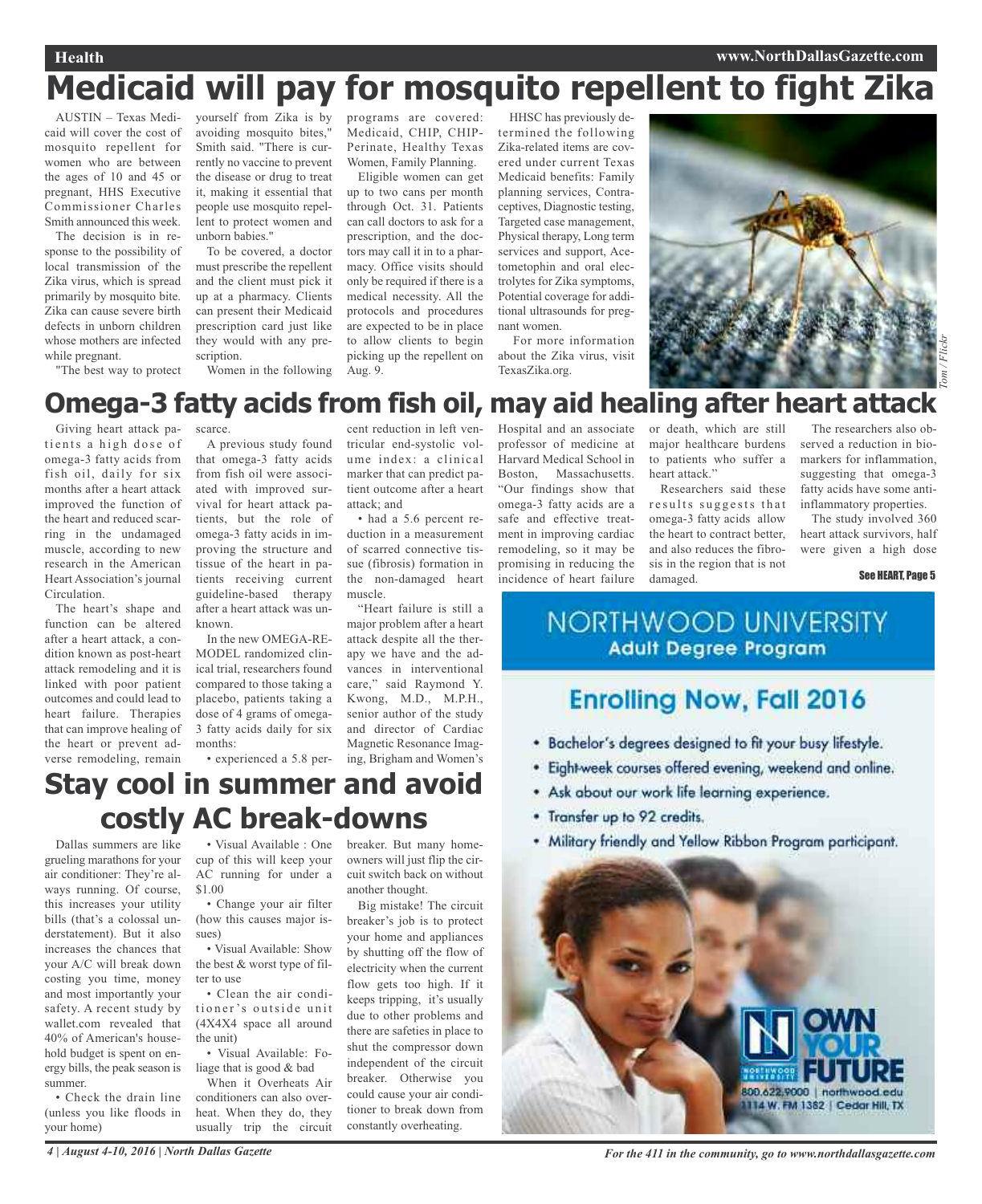# Medicaid will pay for mosquito repellent to fight Zika

AUSTIN – Texas Medicaid will cover the cost of mosquito repellent for women who are between the ages of 10 and 45 or pregnant, HHS Executive Commissioner Charles Smith announced this week.

The decision is in response to the possibility of local transmission of the Zika virus, which is spread primarily by mosquito bite. Zika can cause severe birth defects in unborn children whose mothers are infected while pregnant.

"The best way to protect yourself from Zika is by avoiding mosquito bites," Smith said. "There is currently no vaccine to prevent the disease or drug to treat it, making it essential that people use mosquito repellent to protect women and unborn babies."

To be covered, a doctor must prescribe the repellent and the client must pick it up at a pharmacy. Clients can present their Medicaid prescription card just like they would with any prescription.

Women in the following programs are covered: Medicaid, CHIP, CHIP-Perinate, Healthy Texas Women, Family Planning.

Eligible women can get up to two cans per month through Oct. 31. Patients can call doctors to ask for a prescription, and the doctors may call it in to a pharmacy. Office visits should only be required if there is a medical necessity. All the protocols and procedures are expected to be in place to allow clients to begin picking up the repellent on Aug. 9.

HHSC has previously determined the following Zika-related items are covered under current Texas Medicaid benefits: Family planning services, Contraceptives, Diagnostic testing, Targeted case management, Physical therapy, Long term services and support, Acetometophin and oral electrolytes for Zika symptoms, Potential coverage for additional ultrasounds for pregnant women.

For more information about the Zika virus, visit TexasZika.org.

Tom / Flickr

# Omega-3 fatty acids from fish oil, may aid healing after heart attack

Giving heart attack patients a high dose of omega-3 fatty acids from fish oil, daily for six months after a heart attack improved the function of the heart and reduced scarring in the undamaged muscle, according to new research in the American Heart Association's journal Circulation.

The heart's shape and function can be altered after a heart attack, a condition known as post-heart attack remodeling and it is linked with poor patient outcomes and could lead to heart failure. Therapies that can improve healing of the heart or prevent adverse remodeling, remain scarce.

A previous study found that omega-3 fatty acids from fish oil were associated with improved survival for heart attack patients, but the role of omega-3 fatty acids in improving the structure and tissue of the heart in patients receiving current guideline-based therapy after a heart attack was unknown.

In the new OMEGA-REMODEL randomized clinical trial, researchers found compared to those taking a placebo, patients taking a dose of 4 grams of omega-3 fatty acids daily for six months:

- experienced a 5.8 percent reduction in left ventricular end-systolic volume index: a clinical marker that can predict patient outcome after a heart attack; and
- had a 5.6 percent reduction in a measurement of scarred connective tissue (fibrosis) formation in the non-damaged heart muscle.

"Heart failure is still a major problem after a heart attack despite all the therapy we have and the advances in interventional care," said Raymond Y. Kwong, M.D., M.P.H., senior author of the study and director of Cardiac Magnetic Resonance Imaging, Brigham and Women's Hospital and an associate professor of medicine at Harvard Medical School in Boston, Massachusetts. "Our findings show that omega-3 fatty acids are a safe and effective treatment in improving cardiac remodeling, so it may be promising in reducing the incidence of heart failure or death, which are still major healthcare burdens to patients who suffer a heart attack."

Researchers said these results suggests that omega-3 fatty acids allow the heart to contract better, and also reduces the fibrosis in the region that is not damaged.

The researchers also observed a reduction in biomarkers for inflammation, suggesting that omega-3 fatty acids have some anti-inflammatory properties.

The study involved 360 heart attack survivors, half were given a high dose

See HEART, Page 5

# Stay cool in summer and avoid costly AC break-downs

Dallas summers are like grueling marathons for your air conditioner: They're always running. Of course, this increases your utility bills (that's a colossal understatement). But it also increases the chances that your A/C will break down costing you time, money and most importantly your safety. A recent study by wallet.com revealed that 40% of American's household budget is spent on energy bills, the peak season is summer.

- Check the drain line (unless you like floods in your home)
- Visual Available : One cup of this will keep your AC running for under a $1.00
- Change your air filter (how this causes major issues)
- Visual Available: Show the best & worst type of filter to use
- Clean the air conditioner's outside unit (4X4X4 space all around the unit)
- Visual Available: Foliage that is good & bad

When it Overheats Air conditioners can also overheat. When they do, they usually trip the circuit breaker. But many homeowners will just flip the circuit switch back on without another thought.

Big mistake! The circuit breaker's job is to protect your home and appliances by shutting off the flow of electricity when the current flow gets too high. If it keeps tripping, it's usually due to other problems and there are safeties in place to shut the compressor down independent of the circuit breaker. Otherwise you could cause your air conditioner to break down from constantly overheating.

---

NORTHWOOD UNIVERSITY
**Adult Degree Program**

**Enrolling Now, Fall 2016**

- Bachelor's degrees designed to fit your busy lifestyle.
- Eight-week courses offered evening, weekend and online.
- Ask about our work life learning experience.
- Transfer up to 92 credits.
- Military friendly and Yellow Ribbon Program participant.

OWN YOUR FUTURE

800.622.9000 | northwood.edu
1114 W. FM 1382 | Cedar Hill, TX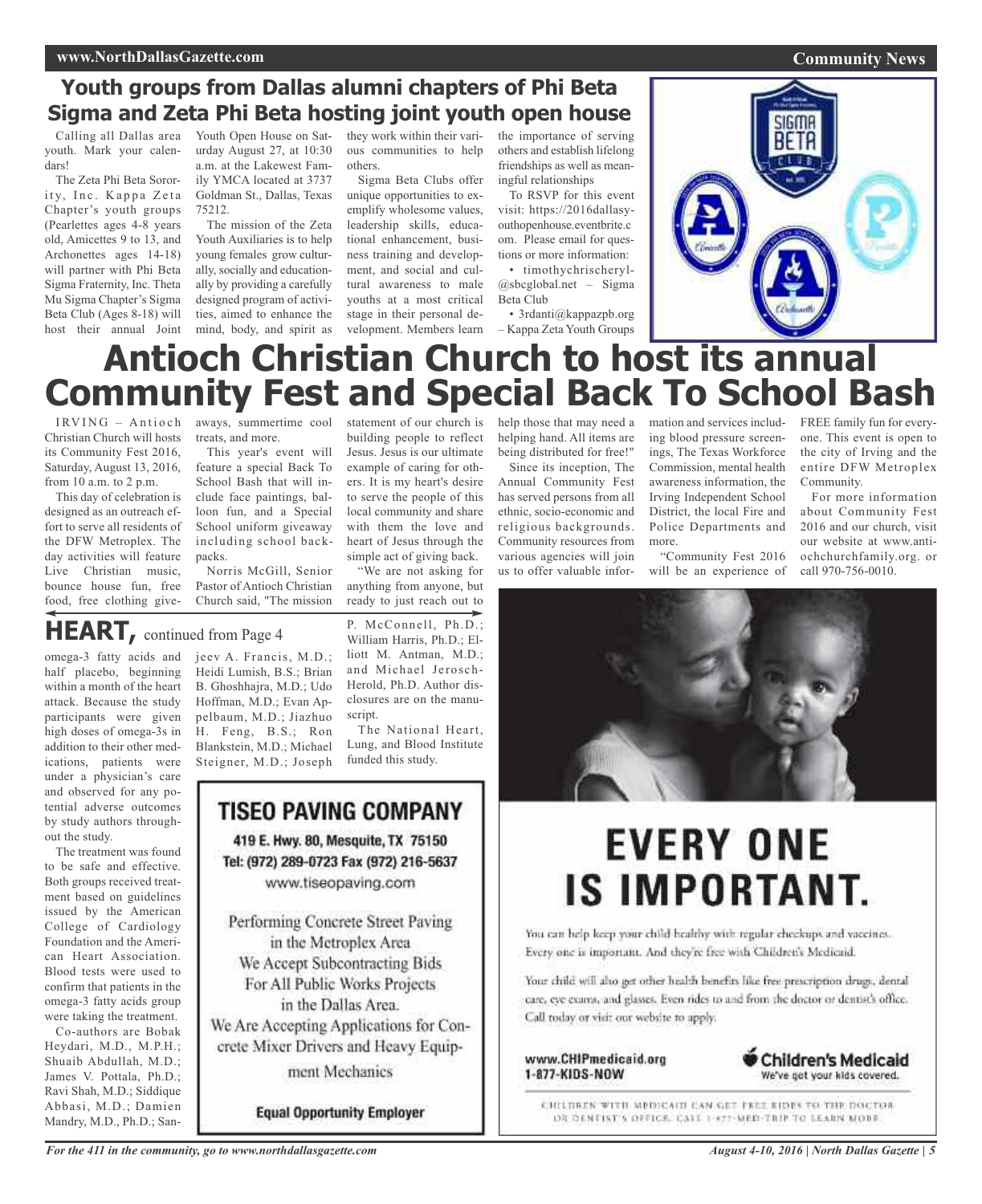## Youth groups from Dallas alumni chapters of Phi Beta Sigma and Zeta Phi Beta hosting joint youth open house

Calling all Dallas area youth. Mark your calendars!

The Zeta Phi Beta Sorority, Inc. Kappa Zeta Chapter's youth groups (Pearlettes ages 4-8 years old, Amicettes 9 to 13, and Archonettes ages 14-18) will partner with Phi Beta Sigma Fraternity, Inc. Theta Mu Sigma Chapter's Sigma Beta Club (Ages 8-18) will host their annual Joint Youth Open House on Saturday August 27, at 10:30 a.m. at the Lakewest Family YMCA located at 3737 Goldman St., Dallas, Texas 75212.

The mission of the Zeta Youth Auxiliaries is to help young females grow culturally, socially and educationally by providing a carefully designed program of activities, aimed to enhance the mind, body, and spirit as they work within their various communities to help others.

Sigma Beta Clubs offer unique opportunities to exemplify wholesome values, leadership skills, educational enhancement, business training and development, and social and cultural awareness to male youths at a most critical stage in their personal development. Members learn the importance of serving others and establish lifelong friendships as well as meaningful relationships

To RSVP for this event visit: https://2016dallasyouthopenhouse.eventbrite.com. Please email for questions or more information:

- timothychrischeryl-@sbcglobal.net – Sigma Beta Club
- 3rdanti@kappazpb.org – Kappa Zeta Youth Groups

# Antioch Christian Church to host its annual Community Fest and Special Back To School Bash

IRVING – Antioch Christian Church will hosts its Community Fest 2016, Saturday, August 13, 2016, from 10 a.m. to 2 p.m.

This day of celebration is designed as an outreach effort to serve all residents of the DFW Metroplex. The day activities will feature Live Christian music, bounce house fun, free food, free clothing giveaways, summertime cool treats, and more.

This year's event will feature a special Back To School Bash that will include face paintings, balloon fun, and a Special School uniform giveaway including school backpacks.

Norris McGill, Senior Pastor of Antioch Christian Church said, "The mission statement of our church is building people to reflect Jesus. Jesus is our ultimate example of caring for others. It is my heart's desire to serve the people of this local community and share with them the love and heart of Jesus through the simple act of giving back.

"We are not asking for anything from anyone, but ready to just reach out to help those that may need a helping hand. All items are being distributed for free!"

Since its inception, The Annual Community Fest has served persons from all ethnic, socio-economic and religious backgrounds. Community resources from various agencies will join us to offer valuable information and services including blood pressure screenings, The Texas Workforce Commission, mental health awareness information, the Irving Independent School District, the local Fire and Police Departments and more.

"Community Fest 2016 will be an experience of FREE family fun for everyone. This event is open to the city of Irving and the entire DFW Metroplex Community.

For more information about Community Fest 2016 and our church, visit our website at www.antiochchurchfamily.org. or call 970-756-0010.

## HEART, continued from Page 4

omega-3 fatty acids and half placebo, beginning within a month of the heart attack. Because the study participants were given high doses of omega-3s in addition to their other medications, patients were under a physician's care and observed for any potential adverse outcomes by study authors throughout the study.

The treatment was found to be safe and effective. Both groups received treatment based on guidelines issued by the American College of Cardiology Foundation and the American Heart Association. Blood tests were used to confirm that patients in the omega-3 fatty acids group were taking the treatment.

Co-authors are Bobak Heydari, M.D., M.P.H.; Shuaib Abdullah, M.D.; James V. Pottala, Ph.D.; Ravi Shah, M.D.; Siddique Abbasi, M.D.; Damien Mandry, M.D., Ph.D.; Sanjeev A. Francis, M.D.; Heidi Lumish, B.S.; Brian B. Ghoshhajra, M.D.; Udo Hoffman, M.D.; Evan Appelbaum, M.D.; Jiazhuo H. Feng, B.S.; Ron Blankstein, M.D.; Michael Steigner, M.D.; Joseph P. McConnell, Ph.D.; William Harris, Ph.D.; Elliott M. Antman, M.D.; and Michael Jerosch-Herold, Ph.D. Author disclosures are on the manuscript.

The National Heart, Lung, and Blood Institute funded this study.

**TISEO PAVING COMPANY**

419 E. Hwy. 80, Mesquite, TX 75150
Tel: (972) 289-0723 Fax (972) 216-5637
www.tiseopaving.com

Performing Concrete Street Paving in the Metroplex Area
We Accept Subcontracting Bids For All Public Works Projects in the Dallas Area.
We Are Accepting Applications for Concrete Mixer Drivers and Heavy Equipment Mechanics

**Equal Opportunity Employer**

**EVERY ONE IS IMPORTANT.**

You can help keep your child healthy with regular checkups and vaccines. Every one is important. And they're free with Children's Medicaid.

Your child will also get other health benefits like free prescription drugs, dental care, eye exams, and glasses. Even rides to and from the doctor or dentist's office. Call today or visit our website to apply.

www.CHIPmedicaid.org
1-877-KIDS-NOW

Children's Medicaid — We've got your kids covered.

CHILDREN WITH MEDICAID CAN GET FREE RIDES TO THE DOCTOR OR DENTIST'S OFFICE. CALL 1-877-MED-TRIP TO LEARN MORE.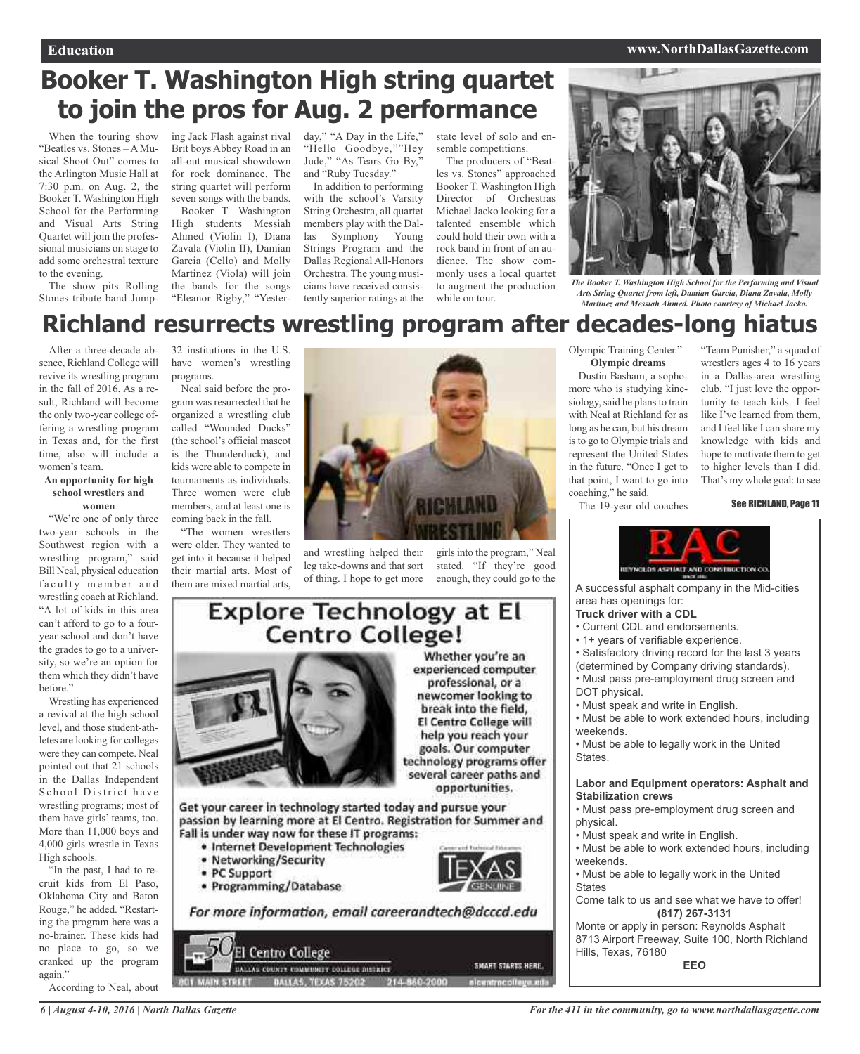# Booker T. Washington High string quartet to join the pros for Aug. 2 performance

When the touring show "Beatles vs. Stones – A Musical Shoot Out" comes to the Arlington Music Hall at 7:30 p.m. on Aug. 2, the Booker T. Washington High School for the Performing and Visual Arts String Quartet will join the professional musicians on stage to add some orchestral texture to the evening.

The show pits Rolling Stones tribute band Jumping Jack Flash against rival Brit boys Abbey Road in an all-out musical showdown for rock dominance. The string quartet will perform seven songs with the bands.

Booker T. Washington High students Messiah Ahmed (Violin I), Diana Zavala (Violin II), Damian Garcia (Cello) and Molly Martinez (Viola) will join the bands for the songs "Eleanor Rigby," "Yesterday," "A Day in the Life," "Hello Goodbye,""Hey Jude," "As Tears Go By," and "Ruby Tuesday."

In addition to performing with the school's Varsity String Orchestra, all quartet members play with the Dallas Symphony Young Strings Program and the Dallas Regional All-Honors Orchestra. The young musicians have received consistently superior ratings at the state level of solo and ensemble competitions.

The producers of "Beatles vs. Stones" approached Booker T. Washington High Director of Orchestras Michael Jacko looking for a talented ensemble which could hold their own with a rock band in front of an audience. The show commonly uses a local quartet to augment the production while on tour.

*The Booker T. Washington High School for the Performing and Visual Arts String Quartet from left, Damian Garcia, Diana Zavala, Molly Martinez and Messiah Ahmed. Photo courtesy of Michael Jacko.*

# Richland resurrects wrestling program after decades-long hiatus

After a three-decade absence, Richland College will revive its wrestling program in the fall of 2016. As a result, Richland will become the only two-year college offering a wrestling program in Texas and, for the first time, also will include a women's team.

**An opportunity for high school wrestlers and women**

"We're one of only three two-year schools in the Southwest region with a wrestling program," said Bill Neal, physical education faculty member and wrestling coach at Richland. "A lot of kids in this area can't afford to go to a four-year school and don't have the grades to go to a university, so we're an option for them which they didn't have before."

Wrestling has experienced a revival at the high school level, and those student-athletes are looking for colleges were they can compete. Neal pointed out that 21 schools in the Dallas Independent School District have wrestling programs; most of them have girls' teams, too. More than 11,000 boys and 4,000 girls wrestle in Texas High schools.

"In the past, I had to recruit kids from El Paso, Oklahoma City and Baton Rouge," he added. "Restarting the program here was a no-brainer. These kids had no place to go, so we cranked up the program again."

According to Neal, about 32 institutions in the U.S. have women's wrestling programs.

Neal said before the program was resurrected that he organized a wrestling club called "Wounded Ducks" (the school's official mascot is the Thunderduck), and kids were able to compete in tournaments as individuals. Three women were club members, and at least one is coming back in the fall.

"The women wrestlers were older. They wanted to get into it because it helped their martial arts. Most of them are mixed martial arts, and wrestling helped their leg take-downs and that sort of thing. I hope to get more girls into the program," Neal stated. "If they're good enough, they could go to the Olympic Training Center."

**Olympic dreams**

Dustin Basham, a sophomore who is studying kinesiology, said he plans to train with Neal at Richland for as long as he can, but his dream is to go to Olympic trials and represent the United States in the future. "Once I get to that point, I want to go into coaching," he said.

The 19-year old coaches "Team Punisher," a squad of wrestlers ages 4 to 16 years in a Dallas-area wrestling club. "I just love the opportunity to teach kids. I feel like I've learned from them, and I feel like I can share my knowledge with kids and hope to motivate them to get to higher levels than I did. That's my whole goal: to see

See RICHLAND, Page 11

---

**Explore Technology at El Centro College!**

Whether you're an experienced computer professional, or a newcomer looking to break into the field, El Centro College will help you reach your goals. Our computer technology programs offer several career paths and opportunities.

Get your career in technology started today and pursue your passion by learning more at El Centro. Registration for Summer and Fall is under way now for these IT programs:

- Internet Development Technologies
- Networking/Security
- PC Support
- Programming/Database

*For more information, email careerandtech@dcccd.edu*

El Centro College — Dallas County Community College District — SMART STARTS HERE. — 801 Main Street, Dallas, Texas 75202 — 214-860-2000 — elcentrocollege.edu

---

**RAC — Reynolds Asphalt and Construction Co.**

A successful asphalt company in the Mid-cities area has openings for:

**Truck driver with a CDL**

- Current CDL and endorsements.
- 1+ years of verifiable experience.
- Satisfactory driving record for the last 3 years (determined by Company driving standards).
- Must pass pre-employment drug screen and DOT physical.
- Must speak and write in English.
- Must be able to work extended hours, including weekends.
- Must be able to legally work in the United States.

**Labor and Equipment operators: Asphalt and Stabilization crews**

- Must pass pre-employment drug screen and physical.
- Must speak and write in English.
- Must be able to work extended hours, including weekends.
- Must be able to legally work in the United States

Come talk to us and see what we have to offer!

**(817) 267-3131**

Monte or apply in person: Reynolds Asphalt 8713 Airport Freeway, Suite 100, North Richland Hills, Texas, 76180

**EEO**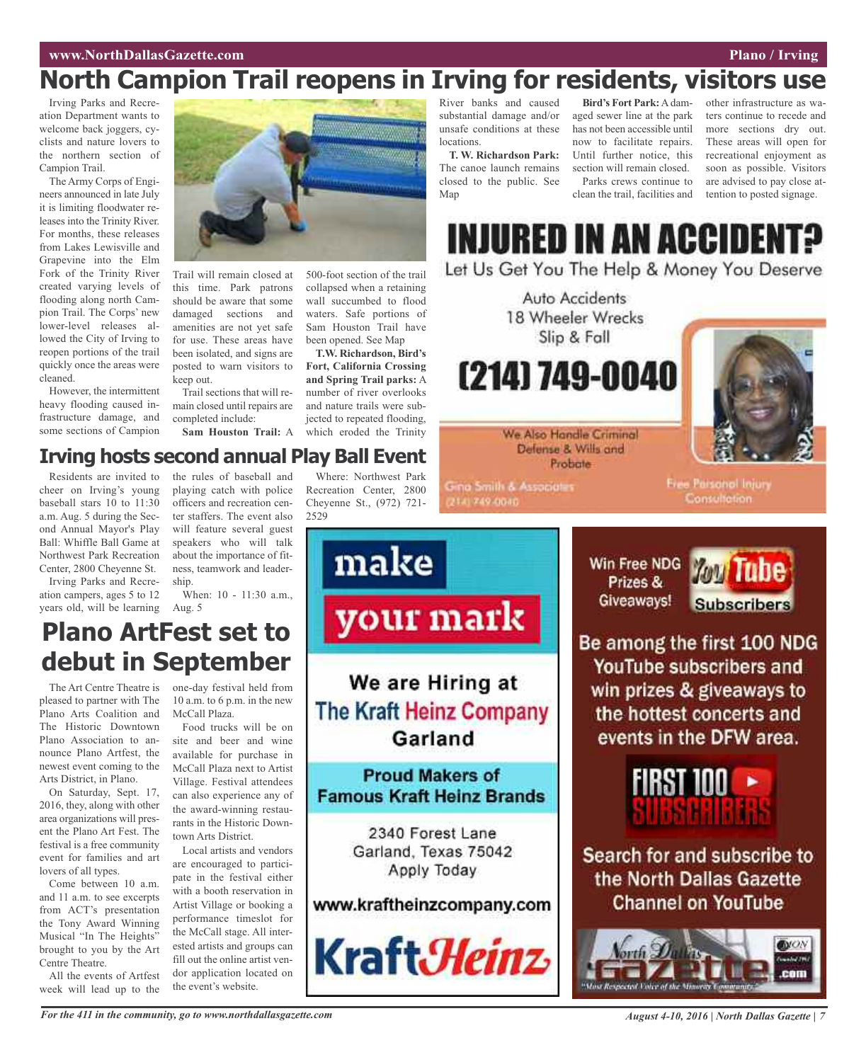# North Campion Trail reopens in Irving for residents, visitors use

Irving Parks and Recreation Department wants to welcome back joggers, cyclists and nature lovers to the northern section of Campion Trail.

The Army Corps of Engineers announced in late July it is limiting floodwater releases into the Trinity River. For months, these releases from Lakes Lewisville and Grapevine into the Elm Fork of the Trinity River created varying levels of flooding along north Campion Trail. The Corps' new lower-level releases allowed the City of Irving to reopen portions of the trail quickly once the areas were cleaned.

However, the intermittent heavy flooding caused infrastructure damage, and some sections of Campion Trail will remain closed at this time. Park patrons should be aware that some damaged sections and amenities are not yet safe for use. These areas have been isolated, and signs are posted to warn visitors to keep out.

Trail sections that will remain closed until repairs are completed include:

**Sam Houston Trail:** A 500-foot section of the trail collapsed when a retaining wall succumbed to flood waters. Safe portions of Sam Houston Trail have been opened. See Map

**T.W. Richardson, Bird's Fort, California Crossing and Spring Trail parks:** A number of river overlooks and nature trails were subjected to repeated flooding, which eroded the Trinity River banks and caused substantial damage and/or unsafe conditions at these locations.

**T. W. Richardson Park:** The canoe launch remains closed to the public. See Map

**Bird's Fort Park:** A damaged sewer line at the park has not been accessible until now to facilitate repairs. Until further notice, this section will remain closed.

Parks crews continue to clean the trail, facilities and other infrastructure as waters continue to recede and more sections dry out. These areas will open for recreational enjoyment as soon as possible. Visitors are advised to pay close attention to posted signage.

# Irving hosts second annual Play Ball Event

Residents are invited to cheer on Irving's young baseball stars 10 to 11:30 a.m. Aug. 5 during the Second Annual Mayor's Play Ball: Whiffle Ball Game at Northwest Park Recreation Center, 2800 Cheyenne St.

Irving Parks and Recreation campers, ages 5 to 12 years old, will be learning the rules of baseball and playing catch with police officers and recreation center staffers. The event also will feature several guest speakers who will talk about the importance of fitness, teamwork and leadership.

When: 10 - 11:30 a.m., Aug. 5

Where: Northwest Park Recreation Center, 2800 Cheyenne St., (972) 721-2529

# Plano ArtFest set to debut in September

The Art Centre Theatre is pleased to partner with The Plano Arts Coalition and The Historic Downtown Plano Association to announce Plano Artfest, the newest event coming to the Arts District, in Plano.

On Saturday, Sept. 17, 2016, they, along with other area organizations will present the Plano Art Fest. The festival is a free community event for families and art lovers of all types.

Come between 10 a.m. and 11 a.m. to see excerpts from ACT's presentation the Tony Award Winning Musical "In The Heights" brought to you by the Art Centre Theatre.

All the events of Artfest week will lead up to the one-day festival held from 10 a.m. to 6 p.m. in the new McCall Plaza.

Food trucks will be on site and beer and wine available for purchase in McCall Plaza next to Artist Village. Festival attendees can also experience any of the award-winning restaurants in the Historic Downtown Arts District.

Local artists and vendors are encouraged to participate in the festival either with a booth reservation in Artist Village or booking a performance timeslot for the McCall stage. All interested artists and groups can fill out the online artist vendor application located on the event's website.

**INJURED IN AN ACCIDENT?**

Let Us Get You The Help & Money You Deserve

Auto Accidents
18 Wheeler Wrecks
Slip & Fall

**(214) 749-0040**

We Also Handle Criminal Defense & Wills and Probate

Gina Smith & Associates (214) 749-0040

Free Personal Injury Consultation

**make your mark**

We are Hiring at The Kraft Heinz Company Garland

Proud Makers of Famous Kraft Heinz Brands

2340 Forest Lane
Garland, Texas 75042
Apply Today

www.kraftheinzcompany.com

KraftHeinz

Win Free NDG Prizes & Giveaways! YouTube Subscribers

Be among the first 100 NDG YouTube subscribers and win prizes & giveaways to the hottest concerts and events in the DFW area.

FIRST 100 SUBSCRIBERS

Search for and subscribe to the North Dallas Gazette Channel on YouTube

North Dallas Gazette .com "Most Respected Voice of the Minority Community"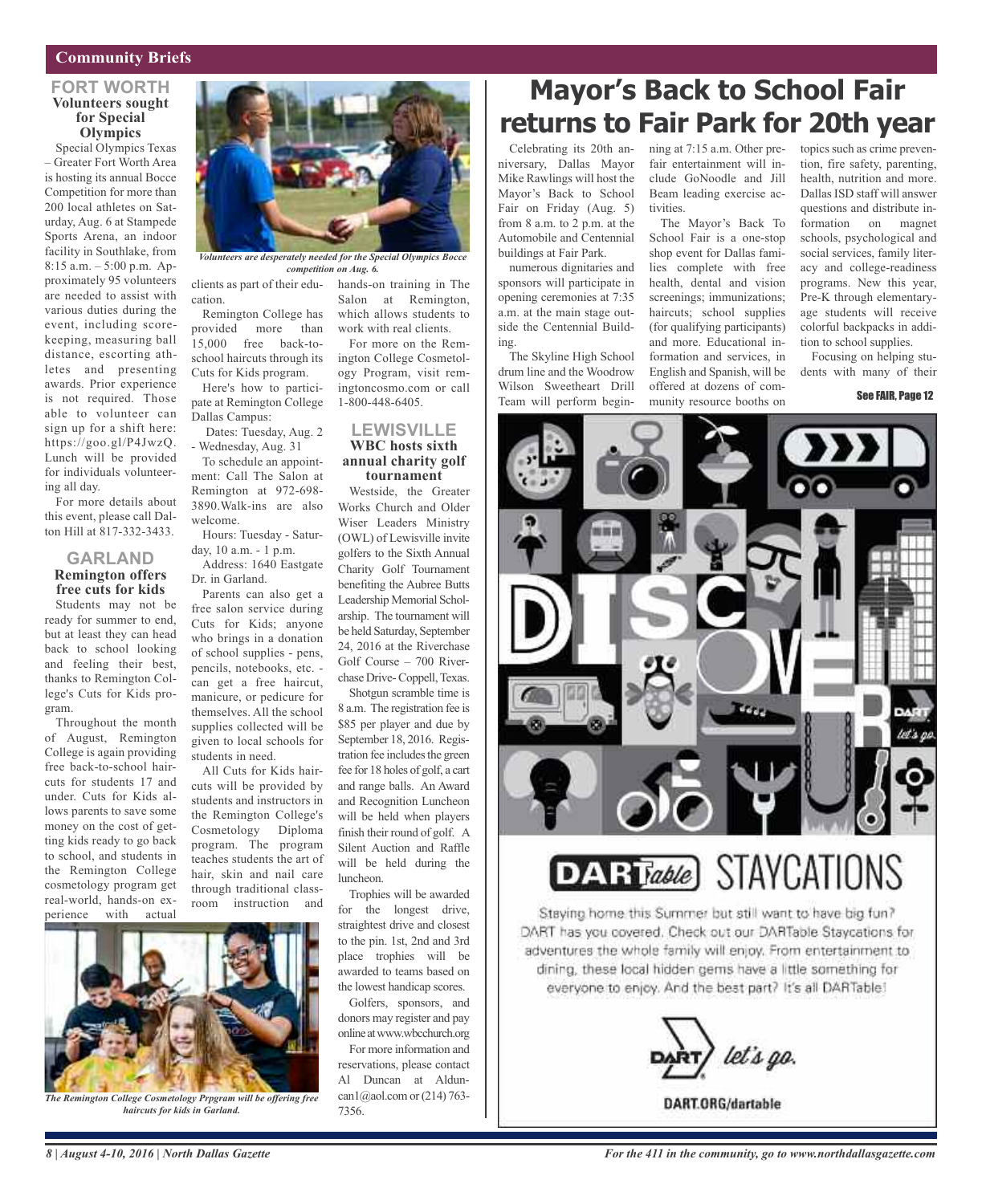## Community Briefs

### FORT WORTH

#### Volunteers sought for Special Olympics

Special Olympics Texas – Greater Fort Worth Area is hosting its annual Bocce Competition for more than 200 local athletes on Saturday, Aug. 6 at Stampede Sports Arena, an indoor facility in Southlake, from 8:15 a.m. – 5:00 p.m. Approximately 95 volunteers are needed to assist with various duties during the event, including scorekeeping, measuring ball distance, escorting athletes and presenting awards. Prior experience is not required. Those able to volunteer can sign up for a shift here: https://goo.gl/P4JwzQ. Lunch will be provided for individuals volunteering all day.

For more details about this event, please call Dalton Hill at 817-332-3433.

*Volunteers are desperately needed for the Special Olympics Bocce competition on Aug. 6.*

### GARLAND

#### Remington offers free cuts for kids

Students may not be ready for summer to end, but at least they can head back to school looking and feeling their best, thanks to Remington College's Cuts for Kids program.

Throughout the month of August, Remington College is again providing free back-to-school haircuts for students 17 and under. Cuts for Kids allows parents to save some money on the cost of getting kids ready to go back to school, and students in the Remington College cosmetology program get real-world, hands-on experience with actual clients as part of their education.

Remington College has provided more than 15,000 free back-to-school haircuts through its Cuts for Kids program.

Here's how to participate at Remington College Dallas Campus:

Dates: Tuesday, Aug. 2 - Wednesday, Aug. 31

To schedule an appointment: Call The Salon at Remington at 972-698-3890.Walk-ins are also welcome.

Hours: Tuesday - Saturday, 10 a.m. - 1 p.m.

Address: 1640 Eastgate Dr. in Garland.

Parents can also get a free salon service during Cuts for Kids; anyone who brings in a donation of school supplies - pens, pencils, notebooks, etc. - can get a free haircut, manicure, or pedicure for themselves. All the school supplies collected will be given to local schools for students in need.

All Cuts for Kids haircuts will be provided by students and instructors in the Remington College's Cosmetology Diploma program. The program teaches students the art of hair, skin and nail care through traditional classroom instruction and hands-on training in The Salon at Remington, which allows students to work with real clients.

For more on the Remington College Cosmetology Program, visit remingtoncosmo.com or call 1-800-448-6405.

*The Remington College Cosmetology Prpgram will be offering free haircuts for kids in Garland.*

### LEWISVILLE

#### WBC hosts sixth annual charity golf tournament

Westside, the Greater Works Church and Older Wiser Leaders Ministry (OWL) of Lewisville invite golfers to the Sixth Annual Charity Golf Tournament benefiting the Aubree Butts Leadership Memorial Scholarship. The tournament will be held Saturday, September 24, 2016 at the Riverchase Golf Course – 700 Riverchase Drive- Coppell, Texas.

Shotgun scramble time is 8 a.m. The registration fee is $85 per player and due by September 18, 2016. Registration fee includes the green fee for 18 holes of golf, a cart and range balls. An Award and Recognition Luncheon will be held when players finish their round of golf. A Silent Auction and Raffle will be held during the luncheon.

Trophies will be awarded for the longest drive, straightest drive and closest to the pin. 1st, 2nd and 3rd place trophies will be awarded to teams based on the lowest handicap scores.

Golfers, sponsors, and donors may register and pay online at www.wbcchurch.org

For more information and reservations, please contact Al Duncan at Alduncan1@aol.com or (214) 763-7356.

# Mayor's Back to School Fair returns to Fair Park for 20th year

Celebrating its 20th anniversary, Dallas Mayor Mike Rawlings will host the Mayor's Back to School Fair on Friday (Aug. 5) from 8 a.m. to 2 p.m. at the Automobile and Centennial buildings at Fair Park.

numerous dignitaries and sponsors will participate in opening ceremonies at 7:35 a.m. at the main stage outside the Centennial Building.

The Skyline High School drum line and the Woodrow Wilson Sweetheart Drill Team will perform beginning at 7:15 a.m. Other pre-fair entertainment will include GoNoodle and Jill Beam leading exercise activities.

The Mayor's Back To School Fair is a one-stop shop event for Dallas families complete with free health, dental and vision screenings; immunizations; haircuts; school supplies (for qualifying participants) and more. Educational information and services, in English and Spanish, will be offered at dozens of community resource booths on topics such as crime prevention, fire safety, parenting, health, nutrition and more. Dallas ISD staff will answer questions and distribute information on magnet schools, psychological and social services, family literacy and college-readiness programs. New this year, Pre-K through elementary-age students will receive colorful backpacks in addition to school supplies.

Focusing on helping students with many of their

See FAIR, Page 12

DISCOVER

DARTable STAYCATIONS

Staying home this Summer but still want to have big fun? DART has you covered. Check out our DARTable Staycations for adventures the whole family will enjoy. From entertainment to dining, these local hidden gems have a little something for everyone to enjoy. And the best part? It's all DARTable!

DART let's go.

DART.ORG/dartable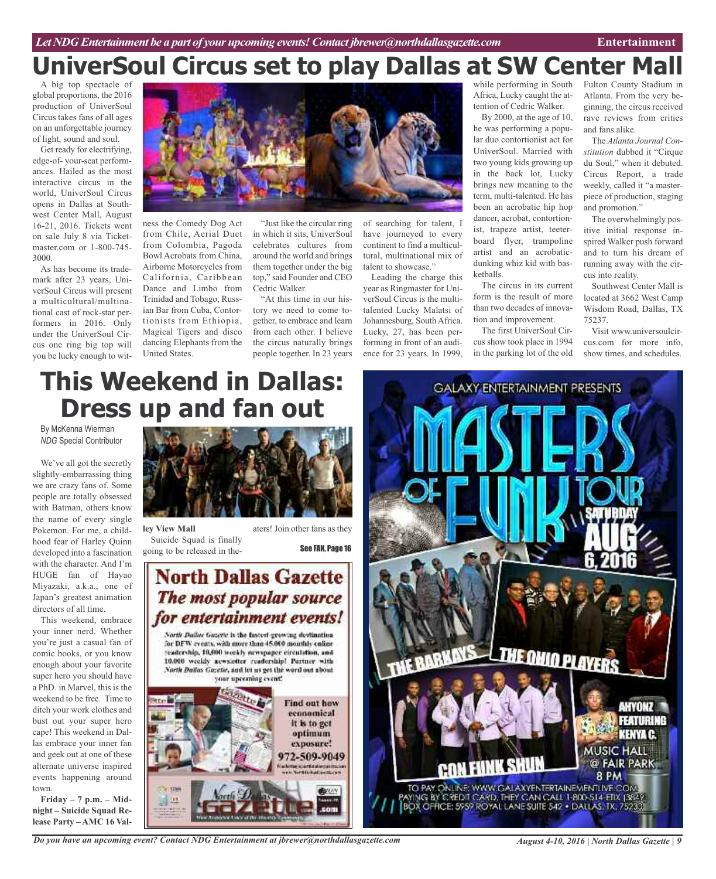# UniverSoul Circus set to play Dallas at SW Center Mall

A big top spectacle of global proportions, the 2016 production of UniverSoul Circus takes fans of all ages on an unforgettable journey of light, sound and soul.

Get ready for electrifying, edge-of- your-seat performances. Hailed as the most interactive circus in the world, UniverSoul Circus opens in Dallas at Southwest Center Mall, August 16-21, 2016. Tickets went on sale July 8 via Ticketmaster.com or 1-800-745-3000.

As has become its trademark after 23 years, UniverSoul Circus will present a multicultural/multinational cast of rock-star performers in 2016. Only under the UniverSoul Circus one ring big top will you be lucky enough to witness the Comedy Dog Act from Chile, Aerial Duet from Colombia, Pagoda Bowl Acrobats from China, Airborne Motorcycles from California, Caribbean Dance and Limbo from Trinidad and Tobago, Russian Bar from Cuba, Contortionists from Ethiopia, Magical Tigers and disco dancing Elephants from the United States.

"Just like the circular ring in which it sits, UniverSoul celebrates cultures from around the world and brings them together under the big top," said Founder and CEO Cedric Walker.

"At this time in our history we need to come together, to embrace and learn from each other. I believe the circus naturally brings people together. In 23 years of searching for talent, I have journeyed to every continent to find a multicultural, multinational mix of talent to showcase."

Leading the charge this year as Ringmaster for UniverSoul Circus is the multi-talented Lucky Malatsi of Johannesburg, South Africa. Lucky, 27, has been performing in front of an audience for 23 years. In 1999, while performing in South Africa, Lucky caught the attention of Cedric Walker.

By 2000, at the age of 10, he was performing a popular duo contortionist act for UniverSoul. Married with two young kids growing up in the back lot, Lucky brings new meaning to the term, multi-talented. He has been an acrobatic hip hop dancer, acrobat, contortionist, trapeze artist, teeterboard flyer, trampoline artist and an acrobatic-dunking whiz kid with basketballs.

The circus in its current form is the result of more than two decades of innovation and improvement.

The first UniverSoul Circus show took place in 1994 in the parking lot of the old Fulton County Stadium in Atlanta. From the very beginning, the circus received rave reviews from critics and fans alike.

The *Atlanta Journal Constitution* dubbed it "Cirque du Soul," when it debuted. Circus Report, a trade weekly, called it "a masterpiece of production, staging and promotion."

The overwhelmingly positive initial response inspired Walker push forward and to turn his dream of running away with the circus into reality.

Southwest Center Mall is located at 3662 West Camp Wisdom Road, Dallas, TX 75237.

Visit www.universoulcircus.com for more info, show times, and schedules.

# This Weekend in Dallas: Dress up and fan out

By McKenna Wierman
*NDG* Special Contributor

We've all got the secretly slightly-embarrassing thing we are crazy fans of. Some people are totally obsessed with Batman, others know the name of every single Pokemon. For me, a childhood fear of Harley Quinn developed into a fascination with the character. And I'm HUGE fan of Hayao Miyazaki, a.k.a., one of Japan's greatest animation directors of all time.

This weekend, embrace your inner nerd. Whether you're just a casual fan of comic books, or you know enough about your favorite super hero you should have a PhD. in Marvel, this is the weekend to be free. Time to ditch your work clothes and bust out your super hero cape! This weekend in Dallas embrace your inner fan and geek out at one of these alternate universe inspired events happening around town.

**Friday – 7 p.m. – Midnight – Suicide Squad Release Party – AMC 16 Valley View Mall**

Suicide Squad is finally going to be released in theaters! Join other fans as they

See FAN, Page 16

**North Dallas Gazette**
***The most popular source for entertainment events!***

*North Dallas Gazette* is the fastest-growing destination for DFW events, with more than 45,000 monthly online readership, 10,000 weekly newspaper circulation, and 10,000 weekly newsletter readership! Partner with *North Dallas Gazette*, and let us get the word out about your upcoming event!

**Find out how economical it is to get optimum exposure!**
**972-509-9049**

GALAXY ENTERTAINMENT PRESENTS
MASTERS OF FUNK TOUR
SATURDAY AUG 6, 2016
THE BARKAYS
THE OHIO PLAYERS
CON FUNK SHUN
AHYONZ FEATURING KENYA C.
MUSIC HALL @ FAIR PARK
8 PM
TO PAY ONLINE: WWW.GALAXYENTERTAINEMENTLIVE.COM
PAYING BY CREDIT CARD, THEY CAN CALL 1-800-514-ETIX (3849)
BOX OFFICE: 5959 ROYAL LANE SUITE 542 • DALLAS, TX, 75230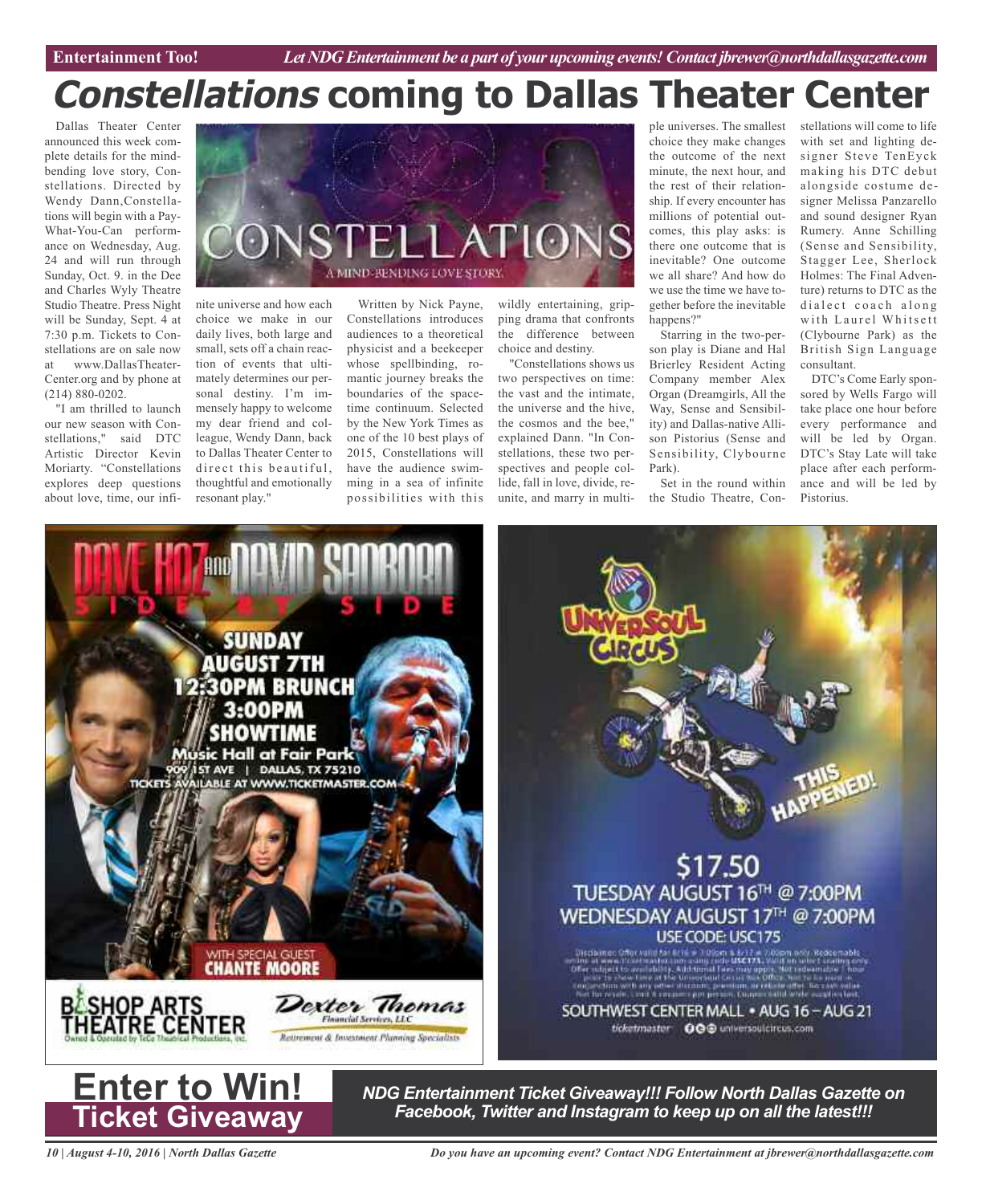# *Constellations* coming to Dallas Theater Center

Dallas Theater Center announced this week complete details for the mind-bending love story, Constellations. Directed by Wendy Dann,Constellations will begin with a Pay-What-You-Can performance on Wednesday, Aug. 24 and will run through Sunday, Oct. 9. in the Dee and Charles Wyly Theatre Studio Theatre. Press Night will be Sunday, Sept. 4 at 7:30 p.m. Tickets to Constellations are on sale now at www.DallasTheaterCenter.org and by phone at (214) 880-0202.

"I am thrilled to launch our new season with Constellations," said DTC Artistic Director Kevin Moriarty. "Constellations explores deep questions about love, time, our infinite universe and how each choice we make in our daily lives, both large and small, sets off a chain reaction of events that ultimately determines our personal destiny. I'm immensely happy to welcome my dear friend and colleague, Wendy Dann, back to Dallas Theater Center to direct this beautiful, thoughtful and emotionally resonant play."

Written by Nick Payne, Constellations introduces audiences to a theoretical physicist and a beekeeper whose spellbinding, romantic journey breaks the boundaries of the space-time continuum. Selected by the New York Times as one of the 10 best plays of 2015, Constellations will have the audience swimming in a sea of infinite possibilities with this wildly entertaining, gripping drama that confronts the difference between choice and destiny.

"Constellations shows us two perspectives on time: the vast and the intimate, the universe and the hive, the cosmos and the bee," explained Dann. "In Constellations, these two perspectives and people collide, fall in love, divide, reunite, and marry in multiple universes. The smallest choice they make changes the outcome of the next minute, the next hour, and the rest of their relationship. If every encounter has millions of potential outcomes, this play asks: is there one outcome that is inevitable? One outcome we all share? And how do we use the time we have together before the inevitable happens?"

Starring in the two-person play is Diane and Hal Brierley Resident Acting Company member Alex Organ (Dreamgirls, All the Way, Sense and Sensibility) and Dallas-native Allison Pistorius (Sense and Sensibility, Clybourne Park).

Set in the round within the Studio Theatre, Constellations will come to life with set and lighting designer Steve TenEyck making his DTC debut alongside costume designer Melissa Panzarello and sound designer Ryan Rumery. Anne Schilling (Sense and Sensibility, Stagger Lee, Sherlock Holmes: The Final Adventure) returns to DTC as the dialect coach along with Laurel Whitsett (Clybourne Park) as the British Sign Language consultant.

DTC's Come Early sponsored by Wells Fargo will take place one hour before every performance and will be led by Organ. DTC's Stay Late will take place after each performance and will be led by Pistorius.

# Enter to Win!
## Ticket Giveaway

***NDG Entertainment Ticket Giveaway!!! Follow North Dallas Gazette on Facebook, Twitter and Instagram to keep up on all the latest!!!***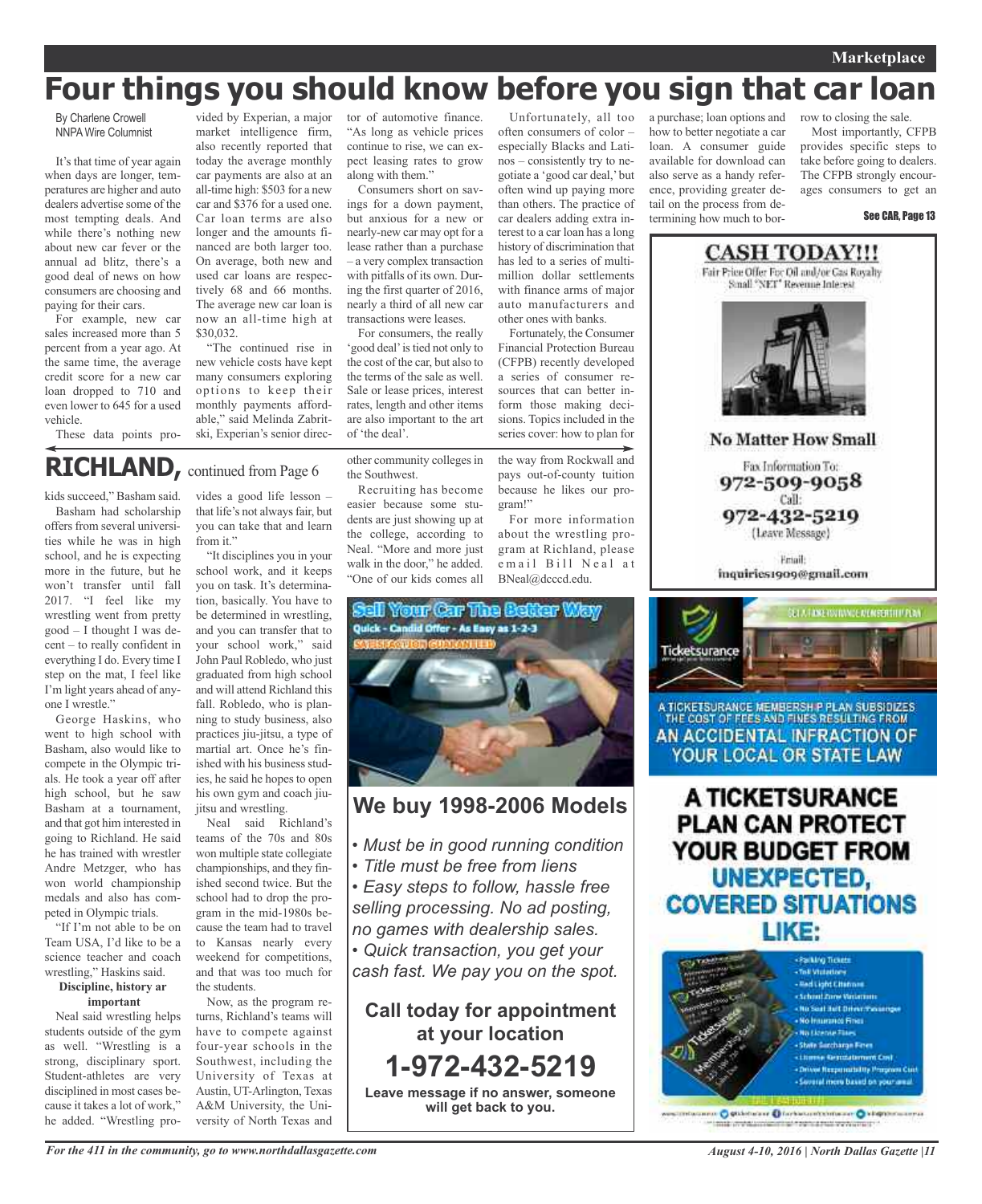# Four things you should know before you sign that car loan

By Charlene Crowell
NNPA Wire Columnist

It's that time of year again when days are longer, temperatures are higher and auto dealers advertise some of the most tempting deals. And while there's nothing new about new car fever or the annual ad blitz, there's a good deal of news on how consumers are choosing and paying for their cars.

For example, new car sales increased more than 5 percent from a year ago. At the same time, the average credit score for a new car loan dropped to 710 and even lower to 645 for a used vehicle.

These data points provided by Experian, a major market intelligence firm, also recently reported that today the average monthly car payments are also at an all-time high: $503 for a new car and $376 for a used one. Car loan terms are also longer and the amounts financed are both larger too. On average, both new and used car loans are respectively 68 and 66 months. The average new car loan is now an all-time high at $30,032.

"The continued rise in new vehicle costs have kept many consumers exploring options to keep their monthly payments affordable," said Melinda Zabritski, Experian's senior director of automotive finance. "As long as vehicle prices continue to rise, we can expect leasing rates to grow along with them."

Consumers short on savings for a down payment, but anxious for a new or nearly-new car may opt for a lease rather than a purchase – a very complex transaction with pitfalls of its own. During the first quarter of 2016, nearly a third of all new car transactions were leases.

For consumers, the really 'good deal' is tied not only to the cost of the car, but also to the terms of the sale as well. Sale or lease prices, interest rates, length and other items are also important to the art of 'the deal'.

Unfortunately, all too often consumers of color – especially Blacks and Latinos – consistently try to negotiate a 'good car deal,' but often wind up paying more than others. The practice of car dealers adding extra interest to a car loan has a long history of discrimination that has led to a series of multi-million dollar settlements with finance arms of major auto manufacturers and other ones with banks.

Fortunately, the Consumer Financial Protection Bureau (CFPB) recently developed a series of consumer resources that can better inform those making decisions. Topics included in the series cover: how to plan for a purchase; loan options and how to better negotiate a car loan. A consumer guide available for download can also serve as a handy reference, providing greater detail on the process from determining how much to borrow to closing the sale.

Most importantly, CFPB provides specific steps to take before going to dealers. The CFPB strongly encourages consumers to get an

See CAR, Page 13

## RICHLAND, continued from Page 6

kids succeed," Basham said.

Basham had scholarship offers from several universities while he was in high school, and he is expecting more in the future, but he won't transfer until fall 2017. "I feel like my wrestling went from pretty good – I thought I was decent – to really confident in everything I do. Every time I step on the mat, I feel like I'm light years ahead of anyone I wrestle."

George Haskins, who went to high school with Basham, also would like to compete in the Olympic trials. He took a year off after high school, but he saw Basham at a tournament, and that got him interested in going to Richland. He said he has trained with wrestler Andre Metzger, who has won world championship medals and also has competed in Olympic trials.

"If I'm not able to be on Team USA, I'd like to be a science teacher and coach wrestling," Haskins said.

**Discipline, history ar important**

Neal said wrestling helps students outside of the gym as well. "Wrestling is a strong, disciplinary sport. Student-athletes are very disciplined in most cases because it takes a lot of work," he added. "Wrestling provides a good life lesson – that life's not always fair, but you can take that and learn from it."

"It disciplines you in your school work, and it keeps you on task. It's determination, basically. You have to be determined in wrestling, and you can transfer that to your school work," said John Paul Robledo, who just graduated from high school and will attend Richland this fall. Robledo, who is planning to study business, also practices jiu-jitsu, a type of martial art. Once he's finished with his business studies, he said he hopes to open his own gym and coach jiu-jitsu and wrestling.

Neal said Richland's teams of the 70s and 80s won multiple state collegiate championships, and they finished second twice. But the school had to drop the program in the mid-1980s because the team had to travel to Kansas nearly every weekend for competitions, and that was too much for the students.

Now, as the program returns, Richland's teams will have to compete against four-year schools in the Southwest, including the University of Texas at Austin, UT-Arlington, Texas A&M University, the University of North Texas and other community colleges in the Southwest.

Recruiting has become easier because some students are just showing up at the college, according to Neal. "More and more just walk in the door," he added. "One of our kids comes all the way from Rockwall and pays out-of-county tuition because he likes our program!"

For more information about the wrestling program at Richland, please email Bill Neal at BNeal@dcccd.edu.

---

**Sell Your Car The Better Way**
Quick - Candid Offer - As Easy as 1-2-3
SATISFACTION GUARANTEED

## We buy 1998-2006 Models

- *Must be in good running condition*
- *Title must be free from liens*
- *Easy steps to follow, hassle free selling processing. No ad posting, no games with dealership sales.*
- *Quick transaction, you get your cash fast. We pay you on the spot.*

**Call today for appointment at your location**

**1-972-432-5219**

**Leave message if no answer, someone will get back to you.**

---

**CASH TODAY!!!**
Fair Price Offer For Oil and/or Gas Royalty
Small "NET" Revenue Interest

**No Matter How Small**

Fax Information To:
**972-509-9058**
Call:
**972-432-5219**
(Leave Message)

Email:
**inquiries1909@gmail.com**

---

Ticketsurance

A TICKETSURANCE MEMBERSHIP PLAN SUBSIDIZES THE COST OF FEES AND FINES RESULTING FROM AN ACCIDENTAL INFRACTION OF YOUR LOCAL OR STATE LAW

**A TICKETSURANCE PLAN CAN PROTECT YOUR BUDGET FROM UNEXPECTED, COVERED SITUATIONS LIKE:**

- Parking Tickets
- Toll Violations
- Red Light Citations
- School Zone Violations
- No Seat Belt Driver/Passenger
- No Insurance Fines
- No License Fines
- State Surcharge Fines
- License Reinstatement Cost
- Driver Responsibility Program Cost
- Several more based on your area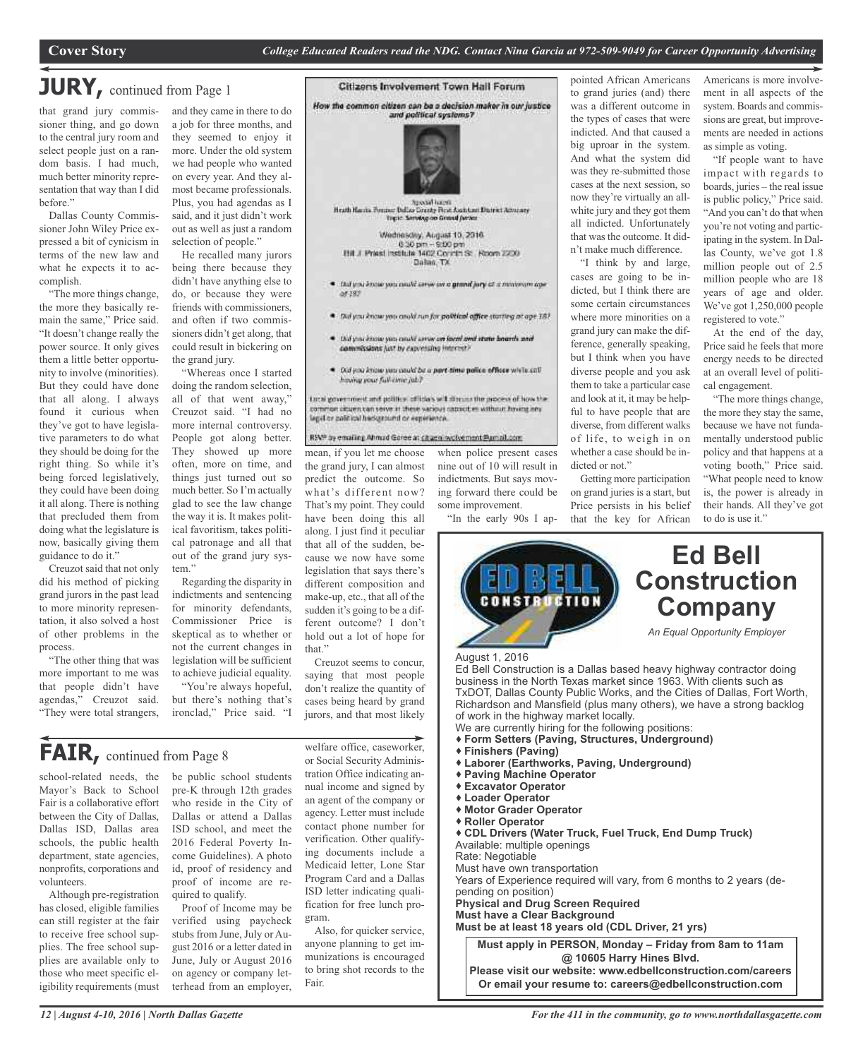## JURY, continued from Page 1

that grand jury commissioner thing, and go down to the central jury room and select people just on a random basis. I had much, much better minority representation that way than I did before."

Dallas County Commissioner John Wiley Price expressed a bit of cynicism in terms of the new law and what he expects it to accomplish.

"The more things change, the more they basically remain the same," Price said. "It doesn't change really the power source. It only gives them a little better opportunity to involve (minorities). But they could have done that all along. I always found it curious when they've got to have legislative parameters to do what they should be doing for the right thing. So while it's being forced legislatively, they could have been doing it all along. There is nothing that precluded them from doing what the legislature is now, basically giving them guidance to do it."

Creuzot said that not only did his method of picking grand jurors in the past lead to more minority representation, it also solved a host of other problems in the process.

"The other thing that was more important to me was that people didn't have agendas," Creuzot said. "They were total strangers, and they came in there to do a job for three months, and they seemed to enjoy it more. Under the old system we had people who wanted on every year. And they almost became professionals. Plus, you had agendas as I said, and it just didn't work out as well as just a random selection of people."

He recalled many jurors being there because they didn't have anything else to do, or because they were friends with commissioners, and often if two commissioners didn't get along, that could result in bickering on the grand jury.

"Whereas once I started doing the random selection, all of that went away," Creuzot said. "I had no more internal controversy. People got along better. They showed up more often, more on time, and things just turned out so much better. So I'm actually glad to see the law change the way it is. It makes political favoritism, takes political patronage and all that out of the grand jury system."

Regarding the disparity in indictments and sentencing for minority defendants, Commissioner Price is skeptical as to whether or not the current changes in legislation will be sufficient to achieve judicial equality.

"You're always hopeful, but there's nothing that's ironclad," Price said. "I mean, if you let me choose the grand jury, I can almost predict the outcome. So what's different now? That's my point. They could have been doing this all along. I just find it peculiar that all of the sudden, because we now have some legislation that says there's different composition and make-up, etc., that all of the sudden it's going to be a different outcome? I don't hold out a lot of hope for that."

Creuzot seems to concur, saying that most people don't realize the quantity of cases being heard by grand jurors, and that most likely when police present cases nine out of 10 will result in indictments. But says moving forward there could be some improvement.

"In the early 90s I appointed African Americans to grand juries (and) there was a different outcome in the types of cases that were indicted. And that caused a big uproar in the system. And what the system did was they re-submitted those cases at the next session, so now they're virtually an all-white jury and they got them all indicted. Unfortunately that was the outcome. It didn't make much difference.

"I think by and large, cases are going to be indicted, but I think there are some certain circumstances where more minorities on a grand jury can make the difference, generally speaking, but I think when you have diverse people and you ask them to take a particular case and look at it, it may be helpful to have people that are diverse, from different walks of life, to weigh in on whether a case should be indicted or not."

Getting more participation on grand juries is a start, but Price persists in his belief that the key for African Americans is more involvement in all aspects of the system. Boards and commissions are great, but improvements are needed in actions as simple as voting.

"If people want to have impact with regards to boards, juries – the real issue is public policy," Price said. "And you can't do that when you're not voting and participating in the system. In Dallas County, we've got 1.8 million people out of 2.5 million people who are 18 years of age and older. We've got 1,250,000 people registered to vote."

At the end of the day, Price said he feels that more energy needs to be directed at an overall level of political engagement.

"The more things change, the more they stay the same, because we have not fundamentally understood public policy and that happens at a voting booth," Price said. "What people need to know is, the power is already in their hands. All they've got to do is use it."

### Citizens Involvement Town Hall Forum

*How the common citizen can be a decision maker in our justice and political systems?*

Special Guest
Heath Harris Former Dallas County First Assistant District Attorney
Topic: Serving on Grand Juries

Wednesday, August 10, 2016
6:30 pm – 9:00 pm
Bill J. Priest Institute 1402 Corinth St. Room 2200
Dallas, TX

- Did you know you could serve on a **grand jury** at a minimum age of 18?
- Did you know you could run for **political office** starting at age 18?
- Did you know you could serve on **local and state boards and commissions** just by expressing interest?
- Did you know you could be a **part-time police officer** while still having your full-time job?

Local government and political officials will discuss the process of how the common citizen can serve in these various capacities without having any legal or political background or experience.

RSVP by emailing Ahmad Goree at citizeninvolvement@gmail.com

## FAIR, continued from Page 8

school-related needs, the Mayor's Back to School Fair is a collaborative effort between the City of Dallas, Dallas ISD, Dallas area schools, the public health department, state agencies, nonprofits, corporations and volunteers.

Although pre-registration has closed, eligible families can still register at the fair to receive free school supplies. The free school supplies are available only to those who meet specific eligibility requirements (must be public school students pre-K through 12th grades who reside in the City of Dallas or attend a Dallas ISD school, and meet the 2016 Federal Poverty Income Guidelines). A photo id, proof of residency and proof of income are required to qualify.

Proof of Income may be verified using paycheck stubs from June, July or August 2016 or a letter dated in June, July or August 2016 on agency or company letterhead from an employer, welfare office, caseworker, or Social Security Administration Office indicating annual income and signed by an agent of the company or agency. Letter must include contact phone number for verification. Other qualifying documents include a Medicaid letter, Lone Star Program Card and a Dallas ISD letter indicating qualification for free lunch program.

Also, for quicker service, anyone planning to get immunizations is encouraged to bring shot records to the Fair.

## Ed Bell Construction Company

*An Equal Opportunity Employer*

August 1, 2016

Ed Bell Construction is a Dallas based heavy highway contractor doing business in the North Texas market since 1963. With clients such as TxDOT, Dallas County Public Works, and the Cities of Dallas, Fort Worth, Richardson and Mansfield (plus many others), we have a strong backlog of work in the highway market locally.

We are currently hiring for the following positions:

- **Form Setters (Paving, Structures, Underground)**
- **Finishers (Paving)**
- **Laborer (Earthworks, Paving, Underground)**
- **Paving Machine Operator**
- **Excavator Operator**
- **Loader Operator**
- **Motor Grader Operator**
- **Roller Operator**
- **CDL Drivers (Water Truck, Fuel Truck, End Dump Truck)**

Available: multiple openings
Rate: Negotiable
Must have own transportation
Years of Experience required will vary, from 6 months to 2 years (depending on position)
**Physical and Drug Screen Required**
**Must have a Clear Background**
**Must be at least 18 years old (CDL Driver, 21 yrs)**

**Must apply in PERSON, Monday – Friday from 8am to 11am @ 10605 Harry Hines Blvd.**
**Please visit our website: www.edbellconstruction.com/careers**
**Or email your resume to: careers@edbellconstruction.com**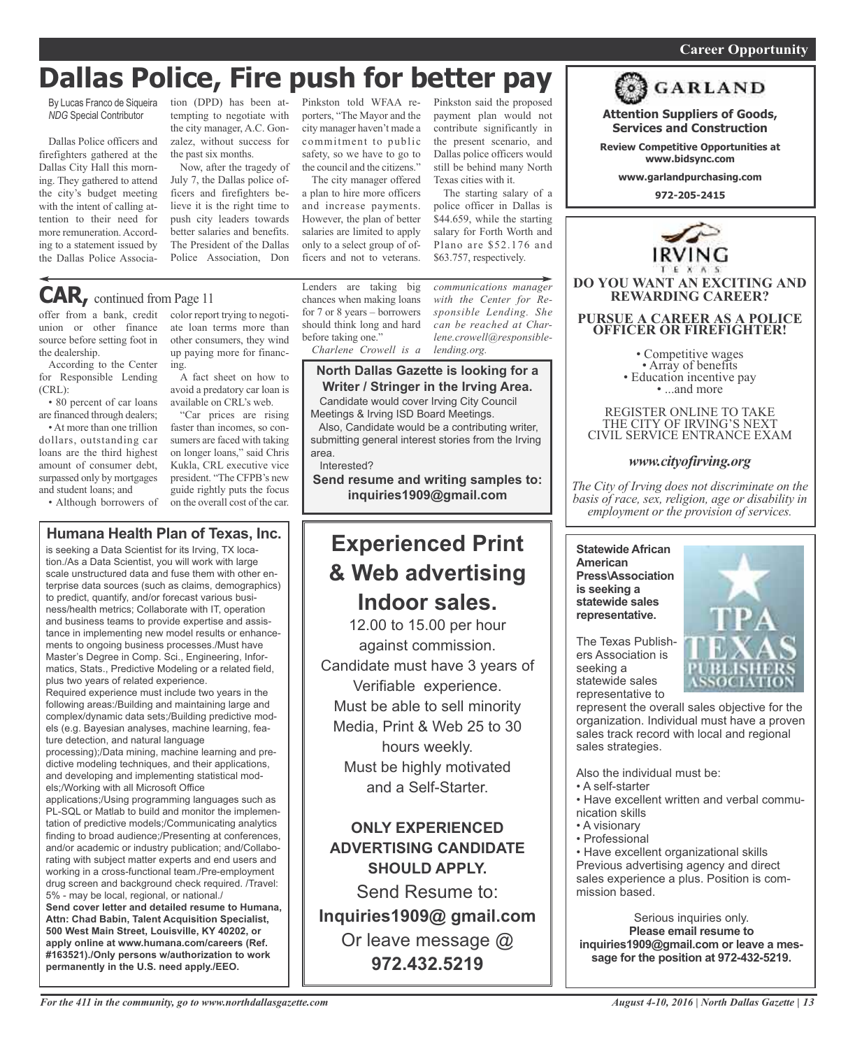# Dallas Police, Fire push for better pay

By Lucas Franco de Siqueira
*NDG* Special Contributor

Dallas Police officers and firefighters gathered at the Dallas City Hall this morning. They gathered to attend the city's budget meeting with the intent of calling attention to their need for more remuneration. According to a statement issued by the Dallas Police Association (DPD) has been attempting to negotiate with the city manager, A.C. Gonzalez, without success for the past six months.

Now, after the tragedy of July 7, the Dallas police officers and firefighters believe it is the right time to push city leaders towards better salaries and benefits. The President of the Dallas Police Association, Don Pinkston told WFAA reporters, "The Mayor and the city manager haven't made a commitment to public safety, so we have to go to the council and the citizens."

The city manager offered a plan to hire more officers and increase payments. However, the plan of better salaries are limited to apply only to a select group of officers and not to veterans. Pinkston said the proposed payment plan would not contribute significantly in the present scenario, and Dallas police officers would still be behind many North Texas cities with it.

The starting salary of a police officer in Dallas is $44.659, while the starting salary for Forth Worth and Plano are $52.176 and $63.757, respectively.

## CAR, continued from Page 11

offer from a bank, credit union or other finance source before setting foot in the dealership.

According to the Center for Responsible Lending (CRL):

• 80 percent of car loans are financed through dealers;

• At more than one trillion dollars, outstanding car loans are the third highest amount of consumer debt, surpassed only by mortgages and student loans; and

• Although borrowers of color report trying to negotiate loan terms more than other consumers, they wind up paying more for financing.

A fact sheet on how to avoid a predatory car loan is available on CRL's web.

"Car prices are rising faster than incomes, so consumers are faced with taking on longer loans," said Chris Kukla, CRL executive vice president. "The CFPB's new guide rightly puts the focus on the overall cost of the car. Lenders are taking big chances when making loans for 7 or 8 years – borrowers should think long and hard before taking one."

*Charlene Crowell is a communications manager with the Center for Responsible Lending. She can be reached at Charlene.crowell@responsiblelending.org.*

**North Dallas Gazette is looking for a Writer / Stringer in the Irving Area.**

Candidate would cover Irving City Council Meetings & Irving ISD Board Meetings.

Also, Candidate would be a contributing writer, submitting general interest stories from the Irving area.

Interested?

**Send resume and writing samples to: inquiries1909@gmail.com**

## Humana Health Plan of Texas, Inc.

is seeking a Data Scientist for its Irving, TX location./As a Data Scientist, you will work with large scale unstructured data and fuse them with other enterprise data sources (such as claims, demographics) to predict, quantify, and/or forecast various business/health metrics; Collaborate with IT, operation and business teams to provide expertise and assistance in implementing new model results or enhancements to ongoing business processes./Must have Master's Degree in Comp. Sci., Engineering, Informatics, Stats., Predictive Modeling or a related field, plus two years of related experience.

Required experience must include two years in the following areas:/Building and maintaining large and complex/dynamic data sets;/Building predictive models (e.g. Bayesian analyses, machine learning, feature detection, and natural language processing);/Data mining, machine learning and predictive modeling techniques, and their applications, and developing and implementing statistical models;/Working with all Microsoft Office applications;/Using programming languages such as PL-SQL or Matlab to build and monitor the implementation of predictive models;/Communicating analytics finding to broad audience;/Presenting at conferences, and/or academic or industry publication; and/Collaborating with subject matter experts and end users and working in a cross-functional team./Pre-employment drug screen and background check required. /Travel: 5% - may be local, regional, or national./

**Send cover letter and detailed resume to Humana, Attn: Chad Babin, Talent Acquisition Specialist, 500 West Main Street, Louisville, KY 40202, or apply online at www.humana.com/careers (Ref. #163521)./Only persons w/authorization to work permanently in the U.S. need apply./EEO.**

## Experienced Print & Web advertising Indoor sales.

12.00 to 15.00 per hour against commission.

Candidate must have 3 years of Verifiable experience.

Must be able to sell minority Media, Print & Web 25 to 30 hours weekly.

Must be highly motivated and a Self-Starter.

**ONLY EXPERIENCED ADVERTISING CANDIDATE SHOULD APPLY.**

Send Resume to:

**Inquiries1909@ gmail.com**

Or leave message @

**972.432.5219**

## GARLAND

**Attention Suppliers of Goods, Services and Construction**

**Review Competitive Opportunities at www.bidsync.com**

**www.garlandpurchasing.com**

**972-205-2415**

## IRVING TEXAS

**DO YOU WANT AN EXCITING AND REWARDING CAREER?**

**PURSUE A CAREER AS A POLICE OFFICER OR FIREFIGHTER!**

• Competitive wages
• Array of benefits
• Education incentive pay
• ...and more

REGISTER ONLINE TO TAKE THE CITY OF IRVING'S NEXT CIVIL SERVICE ENTRANCE EXAM

***www.cityofirving.org***

*The City of Irving does not discriminate on the basis of race, sex, religion, age or disability in employment or the provision of services.*

**Statewide African American Press\Association is seeking a statewide sales representative.**

TPA TEXAS PUBLISHERS ASSOCIATION

The Texas Publishers Association is seeking a statewide sales representative to represent the overall sales objective for the organization. Individual must have a proven sales track record with local and regional sales strategies.

Also the individual must be:

- A self-starter
- Have excellent written and verbal communication skills
- A visionary
- Professional
- Have excellent organizational skills

Previous advertising agency and direct sales experience a plus. Position is commission based.

Serious inquiries only.

**Please email resume to inquiries1909@gmail.com or leave a message for the position at 972-432-5219.**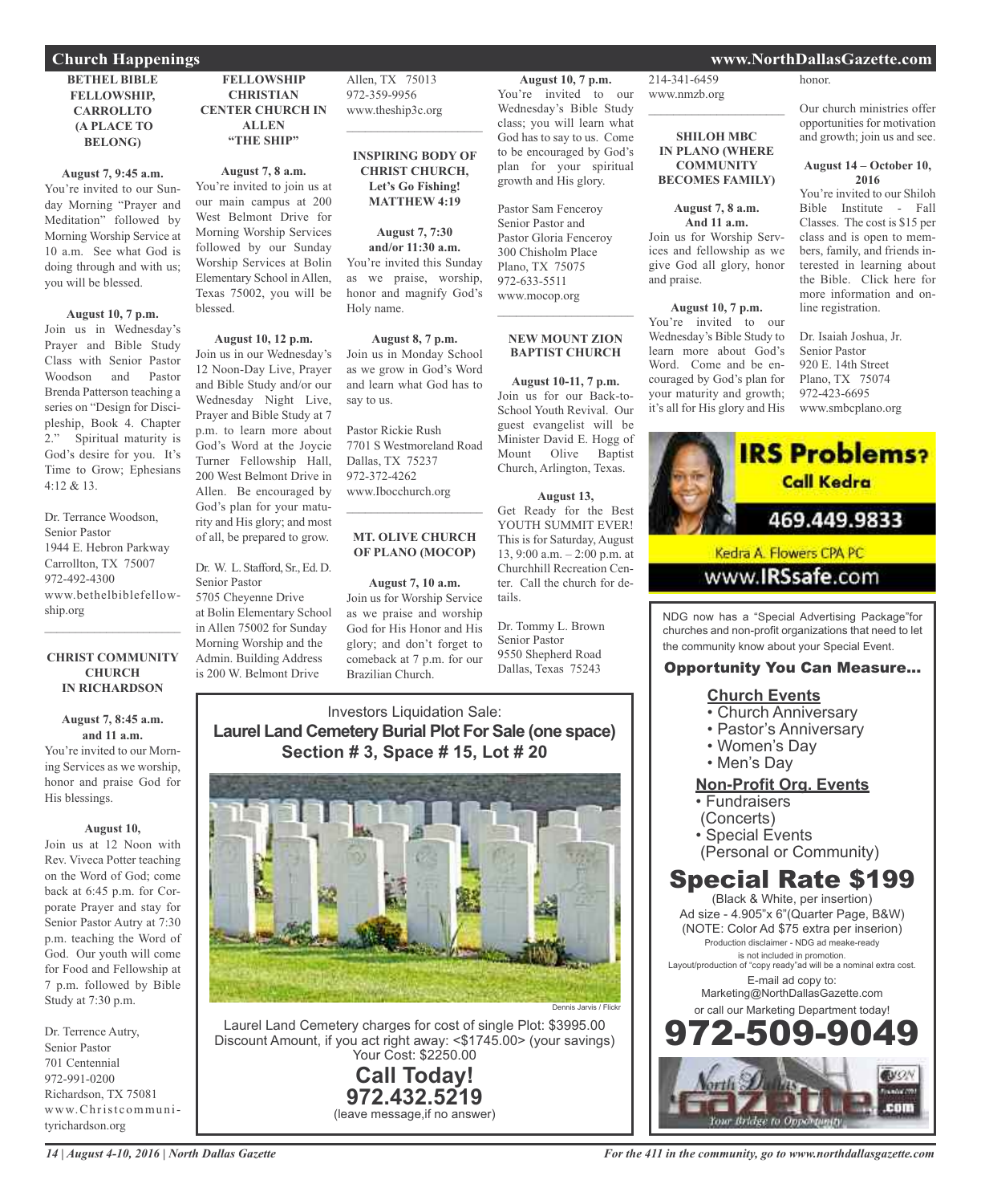## Church Happenings

### BETHEL BIBLE FELLOWSHIP, CARROLLTO (A PLACE TO BELONG)

**August 7, 9:45 a.m.**
You're invited to our Sunday Morning "Prayer and Meditation" followed by Morning Worship Service at 10 a.m. See what God is doing through and with us; you will be blessed.

**August 10, 7 p.m.**
Join us in Wednesday's Prayer and Bible Study Class with Senior Pastor Woodson and Pastor Brenda Patterson teaching a series on "Design for Discipleship, Book 4. Chapter 2." Spiritual maturity is God's desire for you. It's Time to Grow; Ephesians 4:12 & 13.

Dr. Terrance Woodson,
Senior Pastor
1944 E. Hebron Parkway
Carrollton, TX 75007
972-492-4300
www.bethelbiblefellowship.org

### CHRIST COMMUNITY CHURCH IN RICHARDSON

**August 7, 8:45 a.m. and 11 a.m.**
You're invited to our Morning Services as we worship, honor and praise God for His blessings.

**August 10,**
Join us at 12 Noon with Rev. Viveca Potter teaching on the Word of God; come back at 6:45 p.m. for Corporate Prayer and stay for Senior Pastor Autry at 7:30 p.m. teaching the Word of God. Our youth will come for Food and Fellowship at 7 p.m. followed by Bible Study at 7:30 p.m.

Dr. Terrence Autry,
Senior Pastor
701 Centennial
972-991-0200
Richardson, TX 75081
www.Christcommunityrichardson.org

### FELLOWSHIP CHRISTIAN CENTER CHURCH IN ALLEN "THE SHIP"

**August 7, 8 a.m.**
You're invited to join us at our main campus at 200 West Belmont Drive for Morning Worship Services followed by our Sunday Worship Services at Bolin Elementary School in Allen, Texas 75002, you will be blessed.

**August 10, 12 p.m.**
Join us in our Wednesday's 12 Noon-Day Live, Prayer and Bible Study and/or our Wednesday Night Live, Prayer and Bible Study at 7 p.m. to learn more about God's Word at the Joycie Turner Fellowship Hall, 200 West Belmont Drive in Allen. Be encouraged by God's plan for your maturity and His glory; and most of all, be prepared to grow.

Dr. W. L. Stafford, Sr., Ed. D.
Senior Pastor
5705 Cheyenne Drive
at Bolin Elementary School in Allen 75002 for Sunday Morning Worship and the Admin. Building Address is 200 W. Belmont Drive
Allen, TX 75013
972-359-9956
www.theship3c.org

### INSPIRING BODY OF CHRIST CHURCH, Let's Go Fishing! MATTHEW 4:19

**August 7, 7:30 and/or 11:30 a.m.**
You're invited this Sunday as we praise, worship, honor and magnify God's Holy name.

**August 8, 7 p.m.**
Join us in Monday School as we grow in God's Word and learn what God has to say to us.

Pastor Rickie Rush
7701 S Westmoreland Road
Dallas, TX 75237
972-372-4262
www.Ibocchurch.org

### MT. OLIVE CHURCH OF PLANO (MOCOP)

**August 7, 10 a.m.**
Join us for Worship Service as we praise and worship God for His Honor and His glory; and don't forget to comeback at 7 p.m. for our Brazilian Church.

**August 10, 7 p.m.**
You're invited to our Wednesday's Bible Study class; you will learn what God has to say to us. Come to be encouraged by God's plan for your spiritual growth and His glory.

Pastor Sam Fenceroy
Senior Pastor and
Pastor Gloria Fenceroy
300 Chisholm Place
Plano, TX 75075
972-633-5511
www.mocop.org

### NEW MOUNT ZION BAPTIST CHURCH

**August 10-11, 7 p.m.**
Join us for our Back-to-School Youth Revival. Our guest evangelist will be Minister David E. Hogg of Mount Olive Baptist Church, Arlington, Texas.

**August 13,**
Get Ready for the Best YOUTH SUMMIT EVER! This is for Saturday, August 13, 9:00 a.m. – 2:00 p.m. at Churchhill Recreation Center. Call the church for details.

Dr. Tommy L. Brown
Senior Pastor
9550 Shepherd Road
Dallas, Texas 75243
214-341-6459
www.nmzb.org

### SHILOH MBC IN PLANO (WHERE COMMUNITY BECOMES FAMILY)

**August 7, 8 a.m. And 11 a.m.**
Join us for Worship Services and fellowship as we give God all glory, honor and praise.

**August 10, 7 p.m.**
You're invited to our Wednesday's Bible Study to learn more about God's Word. Come and be encouraged by God's plan for your maturity and growth; it's all for His glory and His honor.

Our church ministries offer opportunities for motivation and growth; join us and see.

**August 14 – October 10, 2016**
You're invited to our Shiloh Bible Institute - Fall Classes. The cost is $15 per class and is open to members, family, and friends interested in learning about the Bible. Click here for more information and online registration.

Dr. Isaiah Joshua, Jr.
Senior Pastor
920 E. 14th Street
Plano, TX 75074
972-423-6695
www.smbcplano.org

---

Investors Liquidation Sale:
**Laurel Land Cemetery Burial Plot For Sale (one space)**
**Section # 3, Space # 15, Lot # 20**

Dennis Jarvis / Flickr

Laurel Land Cemetery charges for cost of single Plot: $3995.00
Discount Amount, if you act right away: <$1745.00> (your savings)
Your Cost: $2250.00

**Call Today!**
**972.432.5219**
(leave message,if no answer)

---

**IRS Problems?** Call Kedra
469.449.9833
Kedra A. Flowers CPA PC
www.IRSsafe.com

---

NDG now has a "Special Advertising Package"for churches and non-profit organizations that need to let the community know about your Special Event.

**Opportunity You Can Measure...**

**Church Events**
- Church Anniversary
- Pastor's Anniversary
- Women's Day
- Men's Day

**Non-Profit Org. Events**
- Fundraisers (Concerts)
- Special Events (Personal or Community)

**Special Rate $199**
(Black & White, per insertion)
Ad size - 4.905"x 6"(Quarter Page, B&W)
(NOTE: Color Ad $75 extra per inserion)
Production disclaimer - NDG ad meake-ready is not included in promotion.
Layout/production of "copy ready"ad will be a nominal extra cost.
E-mail ad copy to:
Marketing@NorthDallasGazette.com
or call our Marketing Department today!
**972-509-9049**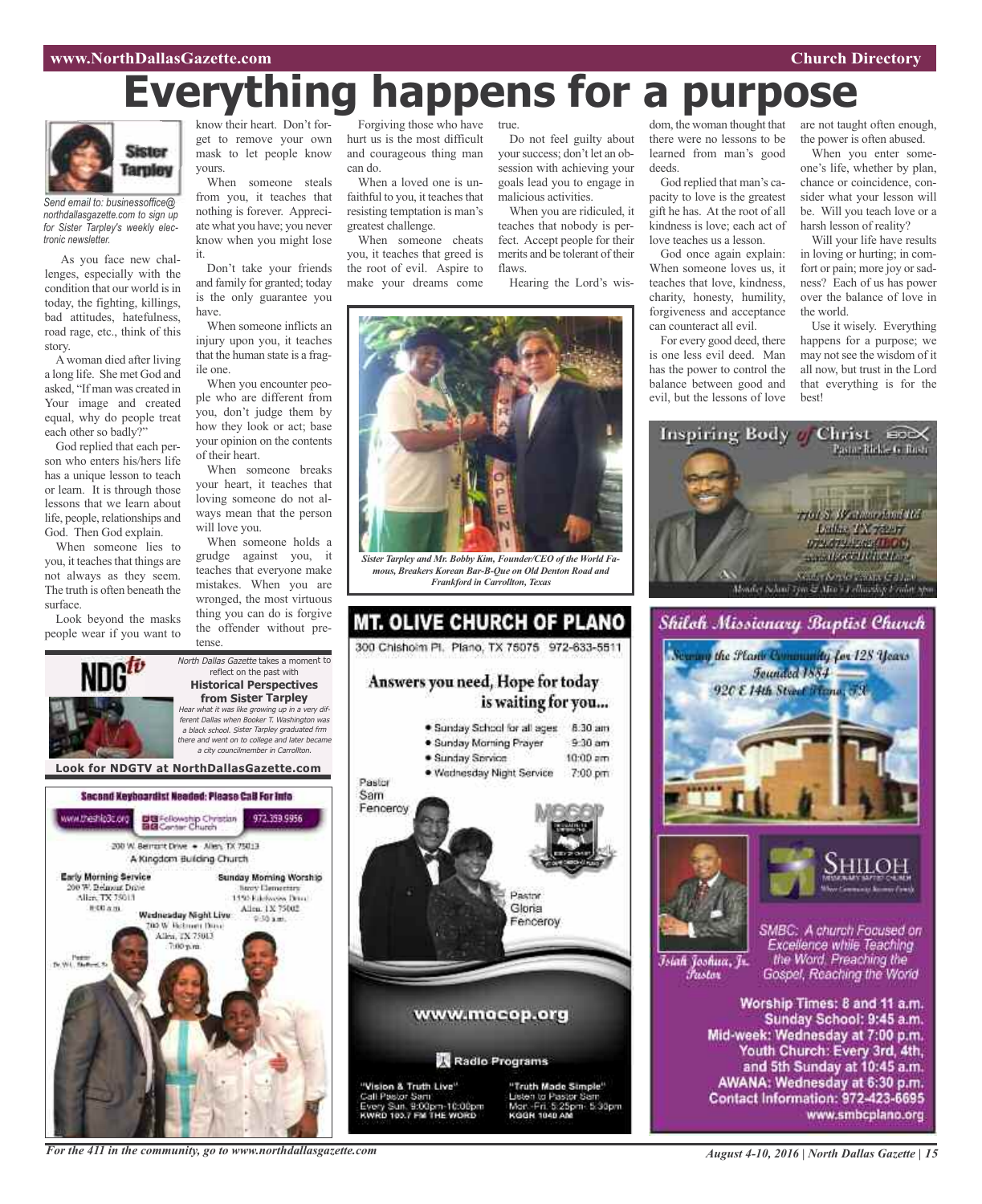# Everything happens for a purpose

Sister Tarpley

*Send email to: businessoffice@northdallasgazette.com to sign up for Sister Tarpley's weekly electronic newsletter.*

As you face new challenges, especially with the condition that our world is in today, the fighting, killings, bad attitudes, hatefulness, road rage, etc., think of this story.

A woman died after living a long life. She met God and asked, "If man was created in Your image and created equal, why do people treat each other so badly?"

God replied that each person who enters his/hers life has a unique lesson to teach or learn. It is through those lessons that we learn about life, people, relationships and God. Then God explain.

When someone lies to you, it teaches that things are not always as they seem. The truth is often beneath the surface.

Look beyond the masks people wear if you want to know their heart. Don't forget to remove your own mask to let people know yours.

When someone steals from you, it teaches that nothing is forever. Appreciate what you have; you never know when you might lose it.

Don't take your friends and family for granted; today is the only guarantee you have.

When someone inflicts an injury upon you, it teaches that the human state is a fragile one.

When you encounter people who are different from you, don't judge them by how they look or act; base your opinion on the contents of their heart.

When someone breaks your heart, it teaches that loving someone do not always mean that the person will love you.

When someone holds a grudge against you, it teaches that everyone make mistakes. When you are wronged, the most virtuous thing you can do is forgive the offender without pretense.

Forgiving those who have hurt us is the most difficult and courageous thing man can do.

When a loved one is unfaithful to you, it teaches that resisting temptation is man's greatest challenge.

When someone cheats you, it teaches that greed is the root of evil. Aspire to make your dreams come true.

Do not feel guilty about your success; don't let an obsession with achieving your goals lead you to engage in malicious activities.

When you are ridiculed, it teaches that nobody is perfect. Accept people for their merits and be tolerant of their flaws.

Hearing the Lord's wisdom, the woman thought that there were no lessons to be learned from man's good deeds.

God replied that man's capacity to love is the greatest gift he has. At the root of all kindness is love; each act of love teaches us a lesson.

God once again explain: When someone loves us, it teaches that love, kindness, charity, honesty, humility, forgiveness and acceptance can counteract all evil.

For every good deed, there is one less evil deed. Man has the power to control the balance between good and evil, but the lessons of love are not taught often enough, the power is often abused.

When you enter someone's life, whether by plan, chance or coincidence, consider what your lesson will be. Will you teach love or a harsh lesson of reality?

Will your life have results in loving or hurting; in comfort or pain; more joy or sadness? Each of us has power over the balance of love in the world.

Use it wisely. Everything happens for a purpose; we may not see the wisdom of it all now, but trust in the Lord that everything is for the best!

*Sister Tarpley and Mr. Bobby Kim, Founder/CEO of the World Famous, Breakers Korean Bar-B-Que on Old Denton Road and Frankford in Carrollton, Texas*

---

**NDGtv**

*North Dallas Gazette* takes a moment to reflect on the past with

**Historical Perspectives from Sister Tarpley**

*Hear what it was like growing up in a very different Dallas when Booker T. Washington was a black school. Sister Tarpley graduated frm there and went on to college and later became a city councilmember in Carrollton.*

**Look for NDGTV at NorthDallasGazette.com**

---

**Second Keyboardist Needed: Please Call For Info**

www.thefshp3c.org — Fellowship Christian Center Church — 972.359.9956

200 W. Belmont Drive • Allen, TX 75013

A Kingdom Building Church

**Early Morning Service**
200 W. Belmont Drive
Allen, TX 75013
8:00 a.m.

**Sunday Morning Worship**
Story Elementary
1550 Edelweiss Drive
Allen, TX 75002
9:30 a.m.

**Wednesday Night Live**
200 W. Belmont Drive
Allen, TX 75013
7:00 p.m.

Pastor Dr. W.L. Stafford, Sr.

---

## MT. OLIVE CHURCH OF PLANO

300 Chisholm Pl. Plano, TX 75075 972-633-5511

**Answers you need, Hope for today is waiting for you...**

- Sunday School for all ages 8:30 am
- Sunday Morning Prayer 9:30 am
- Sunday Service 10:00 am
- Wednesday Night Service 7:00 pm

Pastor Sam Fenceroy

Pastor Gloria Fenceroy

www.mocop.org

**Radio Programs**

"Vision & Truth Live"
Call Pastor Sam
Every Sun. 9:00pm-10:00pm
KWRD 100.7 FM THE WORD

"Truth Made Simple"
Listen to Pastor Sam
Mon.-Fri. 5:25pm- 5:30pm
KGGR 1040 AM

---

**Inspiring Body of Christ** — Pastor Rickie G. Rush

7701 S. Westmoreland Rd.
Dallas, TX 75237
972-372-4262 (IBOC)
www.IBOCCHURCH.org

Sunday Services 7:30 & 11 a.m.
Monday School 7pm & Men's Fellowship Friday 7pm

---

**Shiloh Missionary Baptist Church**

Serving the Plano Community for 128 Years
Founded 1884
920 E 14th Street Plano, TX

Isiah Joshua, Jr. Pastor

SMBC: A church Focused on Excellence while Teaching the Word, Preaching the Gospel, Reaching the World

**Worship Times: 8 and 11 a.m.**
**Sunday School: 9:45 a.m.**
**Mid-week: Wednesday at 7:00 p.m.**
**Youth Church: Every 3rd, 4th, and 5th Sunday at 10:45 a.m.**
**AWANA: Wednesday at 6:30 p.m.**
**Contact Information: 972-423-6695**
**www.smbcplano.org**

*For the 411 in the community, go to www.northdallasgazette.com*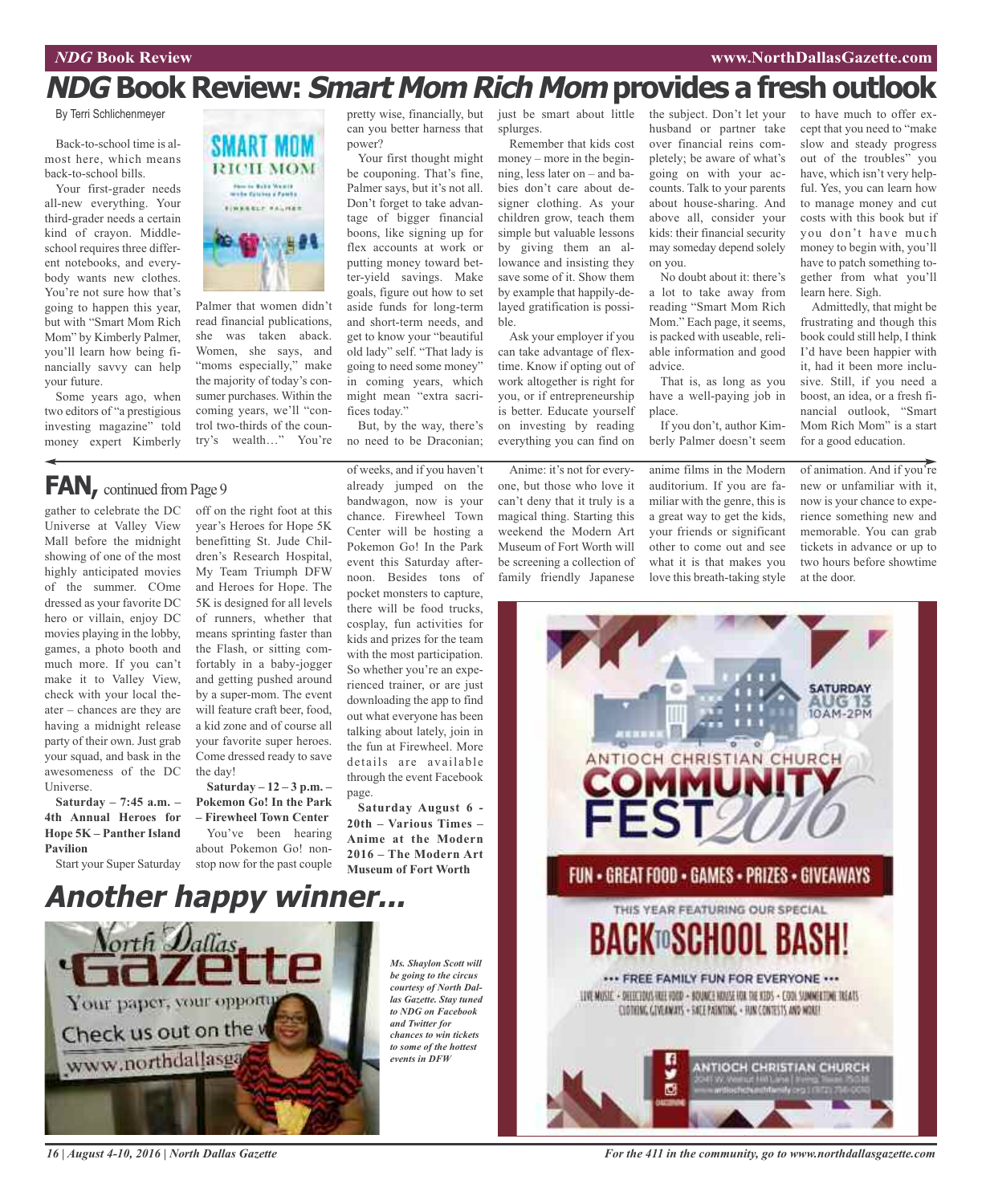# *NDG* Book Review: *Smart Mom Rich Mom* provides a fresh outlook

By Terri Schlichenmeyer

Back-to-school time is almost here, which means back-to-school bills.

Your first-grader needs all-new everything. Your third-grader needs a certain kind of crayon. Middle-school requires three different notebooks, and everybody wants new clothes. You're not sure how that's going to happen this year, but with "Smart Mom Rich Mom" by Kimberly Palmer, you'll learn how being financially savvy can help your future.

Some years ago, when two editors of "a prestigious investing magazine" told money expert Kimberly Palmer that women didn't read financial publications, she was taken aback. Women, she says, and "moms especially," make the majority of today's consumer purchases. Within the coming years, we'll "control two-thirds of the country's wealth…" You're pretty wise, financially, but can you better harness that power?

Your first thought might be couponing. That's fine, Palmer says, but it's not all. Don't forget to take advantage of bigger financial boons, like signing up for flex accounts at work or putting money toward better-yield savings. Make goals, figure out how to set aside funds for long-term and short-term needs, and get to know your "beautiful old lady" self. "That lady is going to need some money" in coming years, which might mean "extra sacrifices today."

But, by the way, there's no need to be Draconian; just be smart about little splurges.

Remember that kids cost money – more in the beginning, less later on – and babies don't care about designer clothing. As your children grow, teach them simple but valuable lessons by giving them an allowance and insisting they save some of it. Show them by example that happily-delayed gratification is possible.

Ask your employer if you can take advantage of flex-time. Know if opting out of work altogether is right for you, or if entrepreneurship is better. Educate yourself on investing by reading everything you can find on the subject. Don't let your husband or partner take over financial reins completely; be aware of what's going on with your accounts. Talk to your parents about house-sharing. And above all, consider your kids: their financial security may someday depend solely on you.

No doubt about it: there's a lot to take away from reading "Smart Mom Rich Mom." Each page, it seems, is packed with useable, reliable information and good advice.

That is, as long as you have a well-paying job in place.

If you don't, author Kimberly Palmer doesn't seem to have much to offer except that you need to "make slow and steady progress out of the troubles" you have, which isn't very helpful. Yes, you can learn how to manage money and cut costs with this book but if you don't have much money to begin with, you'll have to patch something together from what you'll learn here. Sigh.

Admittedly, that might be frustrating and though this book could still help, I think I'd have been happier with it, had it been more inclusive. Still, if you need a boost, an idea, or a fresh financial outlook, "Smart Mom Rich Mom" is a start for a good education.

## FAN, continued from Page 9

gather to celebrate the DC Universe at Valley View Mall before the midnight showing of one of the most highly anticipated movies of the summer. COme dressed as your favorite DC hero or villain, enjoy DC movies playing in the lobby, games, a photo booth and much more. If you can't make it to Valley View, check with your local theater – chances are they are having a midnight release party of their own. Just grab your squad, and bask in the awesomeness of the DC Universe.

**Saturday – 7:45 a.m. – 4th Annual Heroes for Hope 5K – Panther Island Pavilion**

Start your Super Saturday off on the right foot at this year's Heroes for Hope 5K benefitting St. Jude Children's Research Hospital, My Team Triumph DFW and Heroes for Hope. The 5K is designed for all levels of runners, whether that means sprinting faster than the Flash, or sitting comfortably in a baby-jogger and getting pushed around by a super-mom. The event will feature craft beer, food, a kid zone and of course all your favorite super heroes. Come dressed ready to save the day!

**Saturday – 12 – 3 p.m. – Pokemon Go! In the Park – Firewheel Town Center**

You've been hearing about Pokemon Go! nonstop now for the past couple of weeks, and if you haven't already jumped on the bandwagon, now is your chance. Firewheel Town Center will be hosting a Pokemon Go! In the Park event this Saturday afternoon. Besides tons of pocket monsters to capture, there will be food trucks, cosplay, fun activities for kids and prizes for the team with the most participation. So whether you're an experienced trainer, or are just downloading the app to find out what everyone has been talking about lately, join in the fun at Firewheel. More details are available through the event Facebook page.

**Saturday August 6 - 20th – Various Times – Anime at the Modern 2016 – The Modern Art Museum of Fort Worth**

Anime: it's not for everyone, but those who love it can't deny that it truly is a magical thing. Starting this weekend the Modern Art Museum of Fort Worth will be screening a collection of family friendly Japanese anime films in the Modern auditorium. If you are familiar with the genre, this is a great way to get the kids, your friends or significant other to come out and see what it is that makes you love this breath-taking style of animation. And if you're new or unfamiliar with it, now is your chance to experience something new and memorable. You can grab tickets in advance or up to two hours before showtime at the door.

## Another happy winner...

*Ms. Shaylon Scott will be going to the circus courtesy of North Dallas Gazette. Stay tuned to NDG on Facebook and Twitter for chances to win tickets to some of the hottest events in DFW*

ANTIOCH CHRISTIAN CHURCH COMMUNITY FEST 2016

SATURDAY AUG 13 10AM-2PM

FUN • GREAT FOOD • GAMES • PRIZES • GIVEAWAYS

THIS YEAR FEATURING OUR SPECIAL BACK TO SCHOOL BASH!

••• FREE FAMILY FUN FOR EVERYONE •••

LIVE MUSIC • DELICIOUS FREE FOOD • BOUNCE HOUSE FOR THE KIDS • COOL SUMMERTIME TREATS CLOTHING GIVEAWAYS • FACE PAINTING • FUN CONTESTS AND MORE!

ANTIOCH CHRISTIAN CHURCH